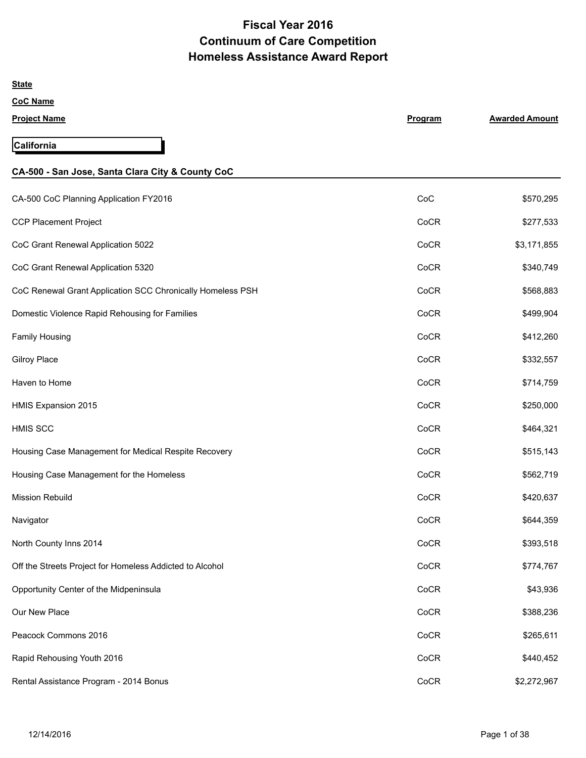# Fiscal Year 2016
# Continuum of Care Competition
# Homeless Assistance Award Report

**State**

**CoC Name**

| Project Name | Program | Awarded Amount |
|---|---|---|

**California**

## CA-500 - San Jose, Santa Clara City & County CoC

| Project Name | Program | Awarded Amount |
|---|---|---|
| CA-500 CoC Planning Application FY2016 | CoC | $570,295 |
| CCP Placement Project | CoCR | $277,533 |
| CoC Grant Renewal Application 5022 | CoCR | $3,171,855 |
| CoC Grant Renewal Application 5320 | CoCR | $340,749 |
| CoC Renewal Grant Application SCC Chronically Homeless PSH | CoCR | $568,883 |
| Domestic Violence Rapid Rehousing for Families | CoCR | $499,904 |
| Family Housing | CoCR | $412,260 |
| Gilroy Place | CoCR | $332,557 |
| Haven to Home | CoCR | $714,759 |
| HMIS Expansion 2015 | CoCR | $250,000 |
| HMIS SCC | CoCR | $464,321 |
| Housing Case Management for Medical Respite Recovery | CoCR | $515,143 |
| Housing Case Management for the Homeless | CoCR | $562,719 |
| Mission Rebuild | CoCR | $420,637 |
| Navigator | CoCR | $644,359 |
| North County Inns 2014 | CoCR | $393,518 |
| Off the Streets Project for Homeless Addicted to Alcohol | CoCR | $774,767 |
| Opportunity Center of the Midpeninsula | CoCR | $43,936 |
| Our New Place | CoCR | $388,236 |
| Peacock Commons 2016 | CoCR | $265,611 |
| Rapid Rehousing Youth 2016 | CoCR | $440,452 |
| Rental Assistance Program - 2014 Bonus | CoCR | $2,272,967 |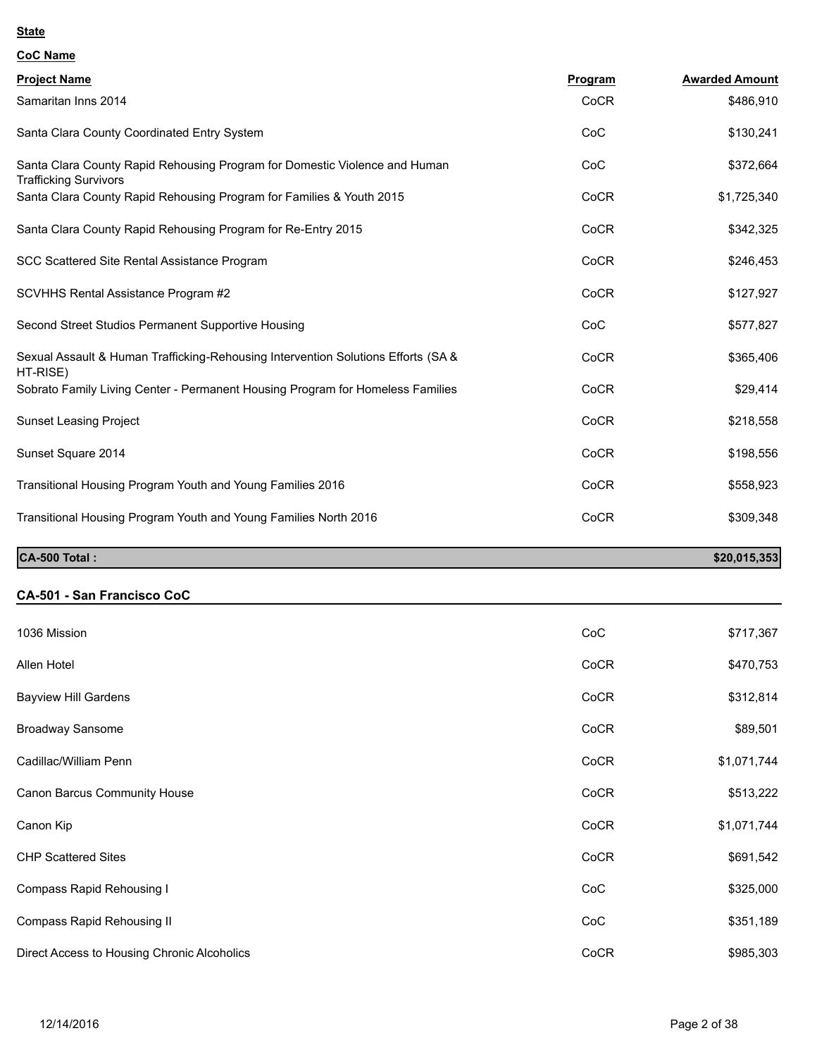**State**

**CoC Name**

| Project Name | Program | Awarded Amount |
|---|---|---|
| Samaritan Inns 2014 | CoCR | $486,910 |
| Santa Clara County Coordinated Entry System | CoC | $130,241 |
| Santa Clara County Rapid Rehousing Program for Domestic Violence and Human Trafficking Survivors | CoC | $372,664 |
| Santa Clara County Rapid Rehousing Program for Families & Youth 2015 | CoCR | $1,725,340 |
| Santa Clara County Rapid Rehousing Program for Re-Entry 2015 | CoCR | $342,325 |
| SCC Scattered Site Rental Assistance Program | CoCR | $246,453 |
| SCVHHS Rental Assistance Program #2 | CoCR | $127,927 |
| Second Street Studios Permanent Supportive Housing | CoC | $577,827 |
| Sexual Assault & Human Trafficking-Rehousing Intervention Solutions Efforts (SA & HT-RISE) | CoCR | $365,406 |
| Sobrato Family Living Center - Permanent Housing Program for Homeless Families | CoCR | $29,414 |
| Sunset Leasing Project | CoCR | $218,558 |
| Sunset Square 2014 | CoCR | $198,556 |
| Transitional Housing Program Youth and Young Families 2016 | CoCR | $558,923 |
| Transitional Housing Program Youth and Young Families North 2016 | CoCR | $309,348 |
| **CA-500 Total :** | | **$20,015,353** |

## CA-501 - San Francisco CoC

| Project Name | Program | Awarded Amount |
|---|---|---|
| 1036 Mission | CoC | $717,367 |
| Allen Hotel | CoCR | $470,753 |
| Bayview Hill Gardens | CoCR | $312,814 |
| Broadway Sansome | CoCR | $89,501 |
| Cadillac/William Penn | CoCR | $1,071,744 |
| Canon Barcus Community House | CoCR | $513,222 |
| Canon Kip | CoCR | $1,071,744 |
| CHP Scattered Sites | CoCR | $691,542 |
| Compass Rapid Rehousing I | CoC | $325,000 |
| Compass Rapid Rehousing II | CoC | $351,189 |
| Direct Access to Housing Chronic Alcoholics | CoCR | $985,303 |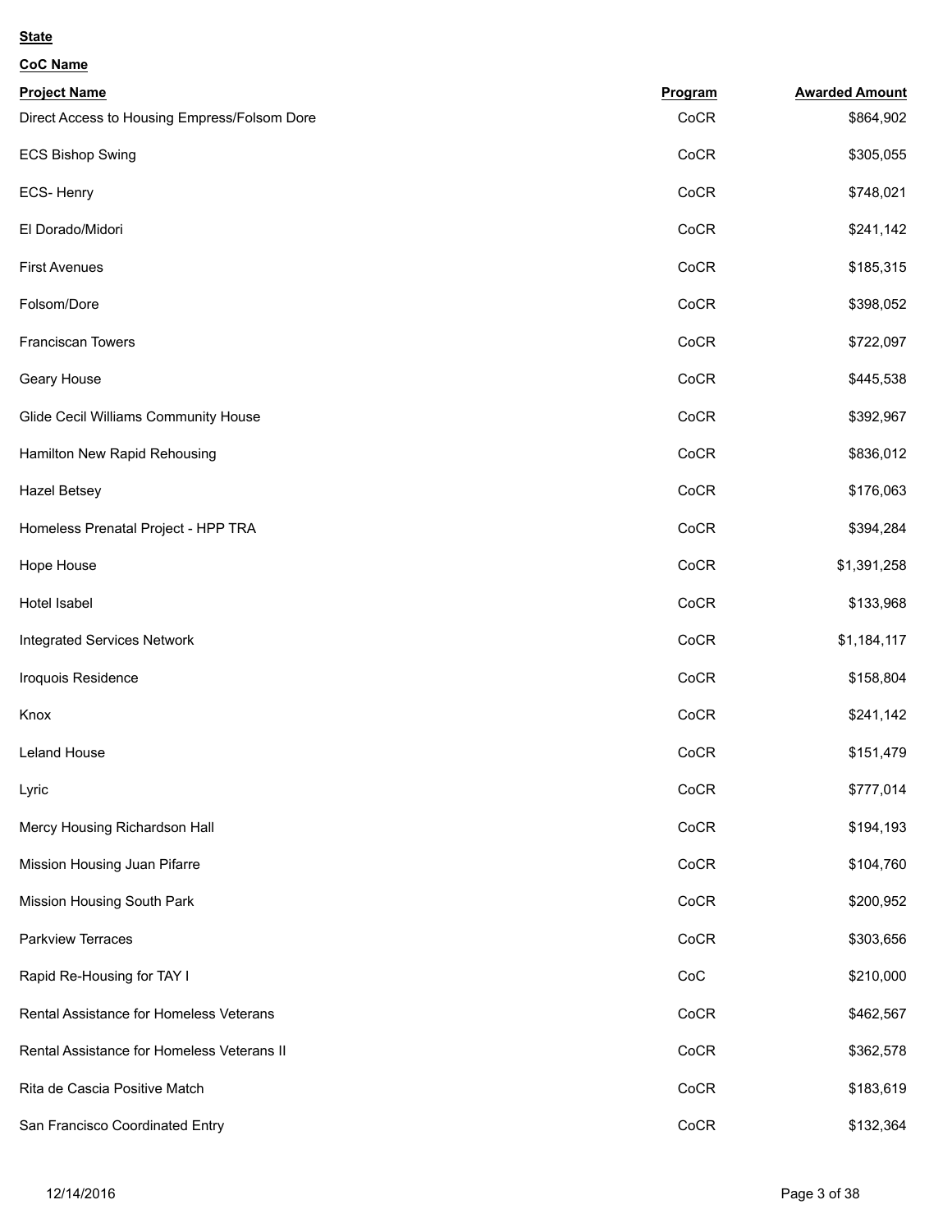**State**

**CoC Name**

| Project Name | Program | Awarded Amount |
|---|---|---|
| Direct Access to Housing Empress/Folsom Dore | CoCR | $864,902 |
| ECS Bishop Swing | CoCR | $305,055 |
| ECS- Henry | CoCR | $748,021 |
| El Dorado/Midori | CoCR | $241,142 |
| First Avenues | CoCR | $185,315 |
| Folsom/Dore | CoCR | $398,052 |
| Franciscan Towers | CoCR | $722,097 |
| Geary House | CoCR | $445,538 |
| Glide Cecil Williams Community House | CoCR | $392,967 |
| Hamilton New Rapid Rehousing | CoCR | $836,012 |
| Hazel Betsey | CoCR | $176,063 |
| Homeless Prenatal Project - HPP TRA | CoCR | $394,284 |
| Hope House | CoCR | $1,391,258 |
| Hotel Isabel | CoCR | $133,968 |
| Integrated Services Network | CoCR | $1,184,117 |
| Iroquois Residence | CoCR | $158,804 |
| Knox | CoCR | $241,142 |
| Leland House | CoCR | $151,479 |
| Lyric | CoCR | $777,014 |
| Mercy Housing Richardson Hall | CoCR | $194,193 |
| Mission Housing Juan Pifarre | CoCR | $104,760 |
| Mission Housing South Park | CoCR | $200,952 |
| Parkview Terraces | CoCR | $303,656 |
| Rapid Re-Housing for TAY I | CoC | $210,000 |
| Rental Assistance for Homeless Veterans | CoCR | $462,567 |
| Rental Assistance for Homeless Veterans II | CoCR | $362,578 |
| Rita de Cascia Positive Match | CoCR | $183,619 |
| San Francisco Coordinated Entry | CoCR | $132,364 |

12/14/2016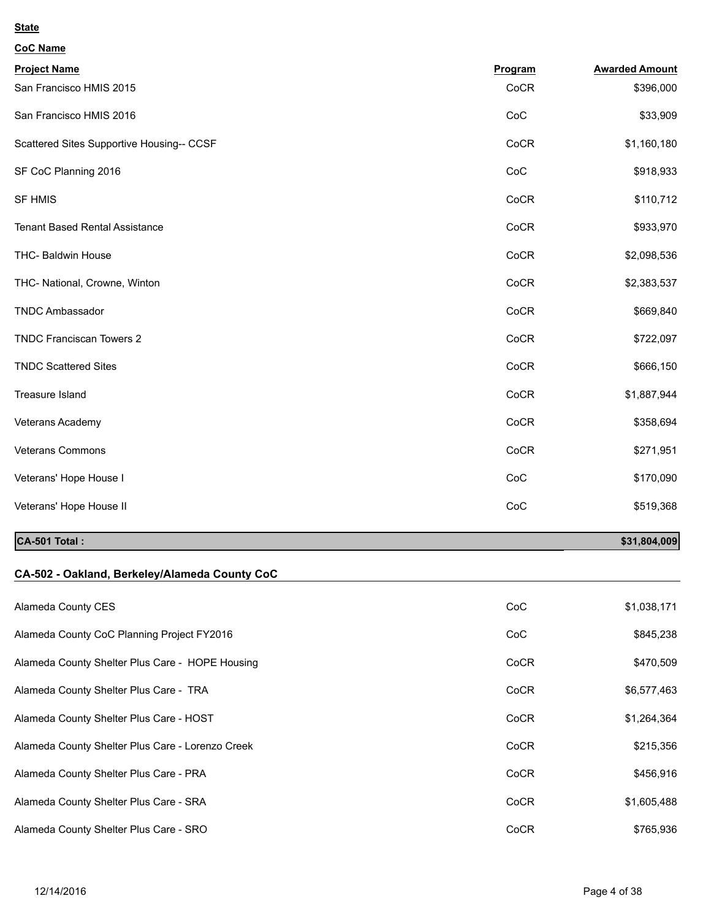**State**

**CoC Name**

| Project Name | Program | Awarded Amount |
|---|---|---|
| San Francisco HMIS 2015 | CoCR | $396,000 |
| San Francisco HMIS 2016 | CoC | $33,909 |
| Scattered Sites Supportive Housing-- CCSF | CoCR | $1,160,180 |
| SF CoC Planning 2016 | CoC | $918,933 |
| SF HMIS | CoCR | $110,712 |
| Tenant Based Rental Assistance | CoCR | $933,970 |
| THC- Baldwin House | CoCR | $2,098,536 |
| THC- National, Crowne, Winton | CoCR | $2,383,537 |
| TNDC Ambassador | CoCR | $669,840 |
| TNDC Franciscan Towers 2 | CoCR | $722,097 |
| TNDC Scattered Sites | CoCR | $666,150 |
| Treasure Island | CoCR | $1,887,944 |
| Veterans Academy | CoCR | $358,694 |
| Veterans Commons | CoCR | $271,951 |
| Veterans' Hope House I | CoC | $170,090 |
| Veterans' Hope House II | CoC | $519,368 |
| **CA-501 Total :** | | **$31,804,009** |

## CA-502 - Oakland, Berkeley/Alameda County CoC

| Project Name | Program | Awarded Amount |
|---|---|---|
| Alameda County CES | CoC | $1,038,171 |
| Alameda County CoC Planning Project FY2016 | CoC | $845,238 |
| Alameda County Shelter Plus Care - HOPE Housing | CoCR | $470,509 |
| Alameda County Shelter Plus Care - TRA | CoCR | $6,577,463 |
| Alameda County Shelter Plus Care - HOST | CoCR | $1,264,364 |
| Alameda County Shelter Plus Care - Lorenzo Creek | CoCR | $215,356 |
| Alameda County Shelter Plus Care - PRA | CoCR | $456,916 |
| Alameda County Shelter Plus Care - SRA | CoCR | $1,605,488 |
| Alameda County Shelter Plus Care - SRO | CoCR | $765,936 |

12/14/2016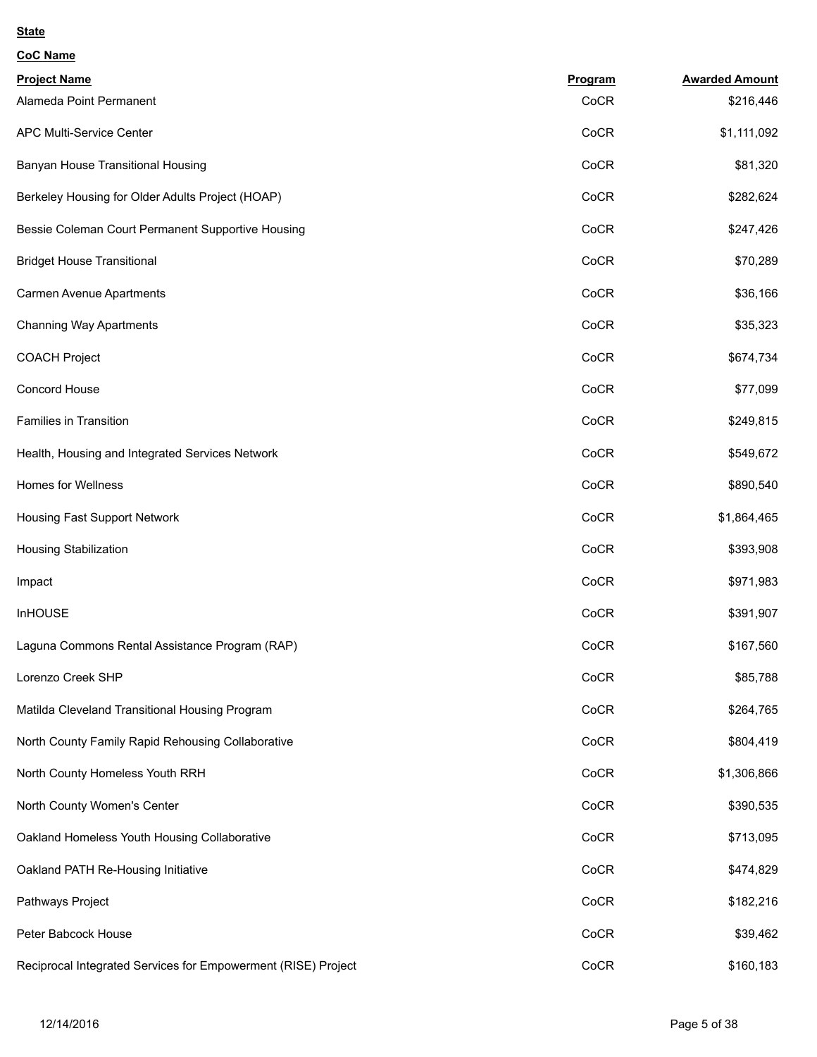**State**

**CoC Name**

| Project Name | Program | Awarded Amount |
|---|---|---|
| Alameda Point Permanent | CoCR | $216,446 |
| APC Multi-Service Center | CoCR | $1,111,092 |
| Banyan House Transitional Housing | CoCR | $81,320 |
| Berkeley Housing for Older Adults Project (HOAP) | CoCR | $282,624 |
| Bessie Coleman Court Permanent Supportive Housing | CoCR | $247,426 |
| Bridget House Transitional | CoCR | $70,289 |
| Carmen Avenue Apartments | CoCR | $36,166 |
| Channing Way Apartments | CoCR | $35,323 |
| COACH Project | CoCR | $674,734 |
| Concord House | CoCR | $77,099 |
| Families in Transition | CoCR | $249,815 |
| Health, Housing and Integrated Services Network | CoCR | $549,672 |
| Homes for Wellness | CoCR | $890,540 |
| Housing Fast Support Network | CoCR | $1,864,465 |
| Housing Stabilization | CoCR | $393,908 |
| Impact | CoCR | $971,983 |
| InHOUSE | CoCR | $391,907 |
| Laguna Commons Rental Assistance Program (RAP) | CoCR | $167,560 |
| Lorenzo Creek SHP | CoCR | $85,788 |
| Matilda Cleveland Transitional Housing Program | CoCR | $264,765 |
| North County Family Rapid Rehousing Collaborative | CoCR | $804,419 |
| North County Homeless Youth RRH | CoCR | $1,306,866 |
| North County Women's Center | CoCR | $390,535 |
| Oakland Homeless Youth Housing Collaborative | CoCR | $713,095 |
| Oakland PATH Re-Housing Initiative | CoCR | $474,829 |
| Pathways Project | CoCR | $182,216 |
| Peter Babcock House | CoCR | $39,462 |
| Reciprocal Integrated Services for Empowerment (RISE) Project | CoCR | $160,183 |

12/14/2016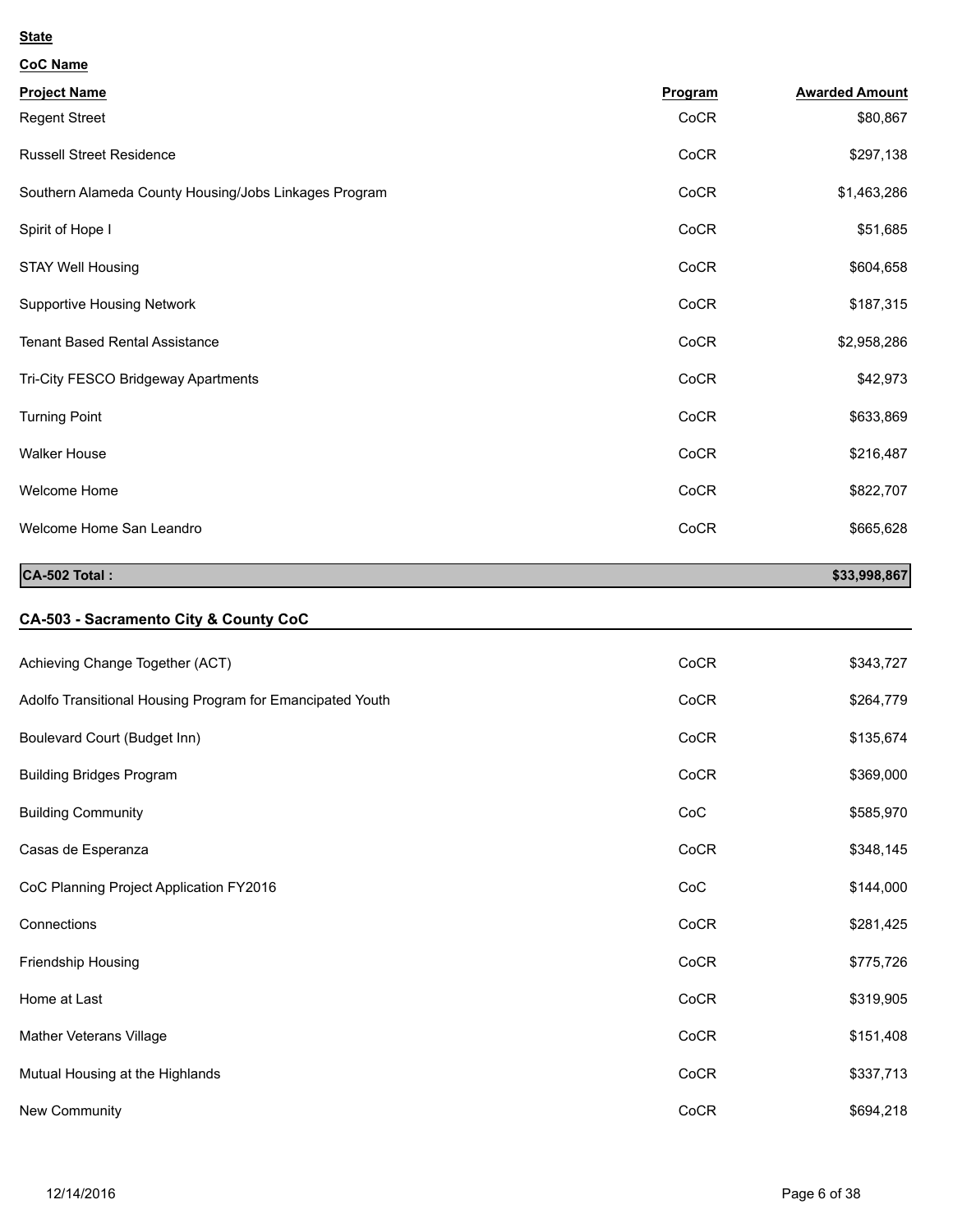**State**

**CoC Name**

| Project Name | Program | Awarded Amount |
|---|---|---|
| Regent Street | CoCR | $80,867 |
| Russell Street Residence | CoCR | $297,138 |
| Southern Alameda County Housing/Jobs Linkages Program | CoCR | $1,463,286 |
| Spirit of Hope I | CoCR | $51,685 |
| STAY Well Housing | CoCR | $604,658 |
| Supportive Housing Network | CoCR | $187,315 |
| Tenant Based Rental Assistance | CoCR | $2,958,286 |
| Tri-City FESCO Bridgeway Apartments | CoCR | $42,973 |
| Turning Point | CoCR | $633,869 |
| Walker House | CoCR | $216,487 |
| Welcome Home | CoCR | $822,707 |
| Welcome Home San Leandro | CoCR | $665,628 |
| **CA-502 Total :** | | **$33,998,867** |

## CA-503 - Sacramento City & County CoC

| Project Name | Program | Awarded Amount |
|---|---|---|
| Achieving Change Together (ACT) | CoCR | $343,727 |
| Adolfo Transitional Housing Program for Emancipated Youth | CoCR | $264,779 |
| Boulevard Court (Budget Inn) | CoCR | $135,674 |
| Building Bridges Program | CoCR | $369,000 |
| Building Community | CoC | $585,970 |
| Casas de Esperanza | CoCR | $348,145 |
| CoC Planning Project Application FY2016 | CoC | $144,000 |
| Connections | CoCR | $281,425 |
| Friendship Housing | CoCR | $775,726 |
| Home at Last | CoCR | $319,905 |
| Mather Veterans Village | CoCR | $151,408 |
| Mutual Housing at the Highlands | CoCR | $337,713 |
| New Community | CoCR | $694,218 |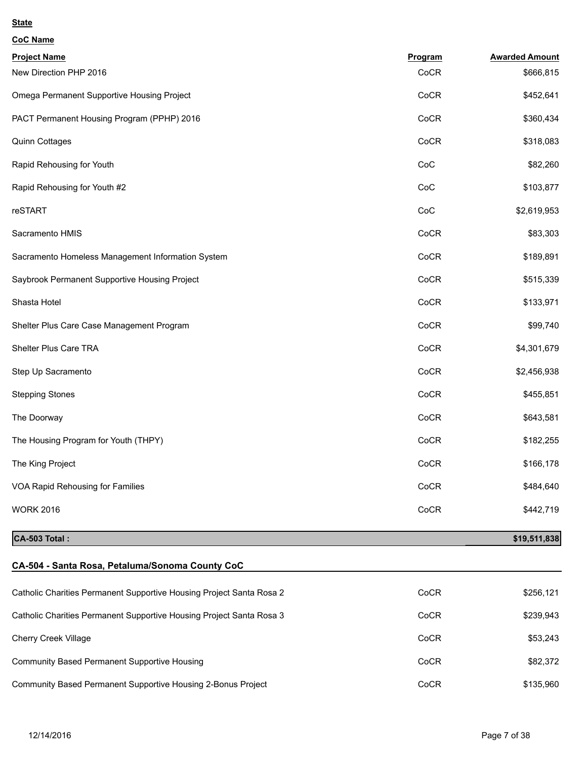**State**

**CoC Name**

| Project Name | Program | Awarded Amount |
|---|---|---|
| New Direction PHP 2016 | CoCR | $666,815 |
| Omega Permanent Supportive Housing Project | CoCR | $452,641 |
| PACT Permanent Housing Program (PPHP) 2016 | CoCR | $360,434 |
| Quinn Cottages | CoCR | $318,083 |
| Rapid Rehousing for Youth | CoC | $82,260 |
| Rapid Rehousing for Youth #2 | CoC | $103,877 |
| reSTART | CoC | $2,619,953 |
| Sacramento HMIS | CoCR | $83,303 |
| Sacramento Homeless Management Information System | CoCR | $189,891 |
| Saybrook Permanent Supportive Housing Project | CoCR | $515,339 |
| Shasta Hotel | CoCR | $133,971 |
| Shelter Plus Care Case Management Program | CoCR | $99,740 |
| Shelter Plus Care TRA | CoCR | $4,301,679 |
| Step Up Sacramento | CoCR | $2,456,938 |
| Stepping Stones | CoCR | $455,851 |
| The Doorway | CoCR | $643,581 |
| The Housing Program for Youth (THPY) | CoCR | $182,255 |
| The King Project | CoCR | $166,178 |
| VOA Rapid Rehousing for Families | CoCR | $484,640 |
| WORK 2016 | CoCR | $442,719 |
| **CA-503 Total :** | | **$19,511,838** |

## CA-504 - Santa Rosa, Petaluma/Sonoma County CoC

| Project Name | Program | Awarded Amount |
|---|---|---|
| Catholic Charities Permanent Supportive Housing Project Santa Rosa 2 | CoCR | $256,121 |
| Catholic Charities Permanent Supportive Housing Project Santa Rosa 3 | CoCR | $239,943 |
| Cherry Creek Village | CoCR | $53,243 |
| Community Based Permanent Supportive Housing | CoCR | $82,372 |
| Community Based Permanent Supportive Housing 2-Bonus Project | CoCR | $135,960 |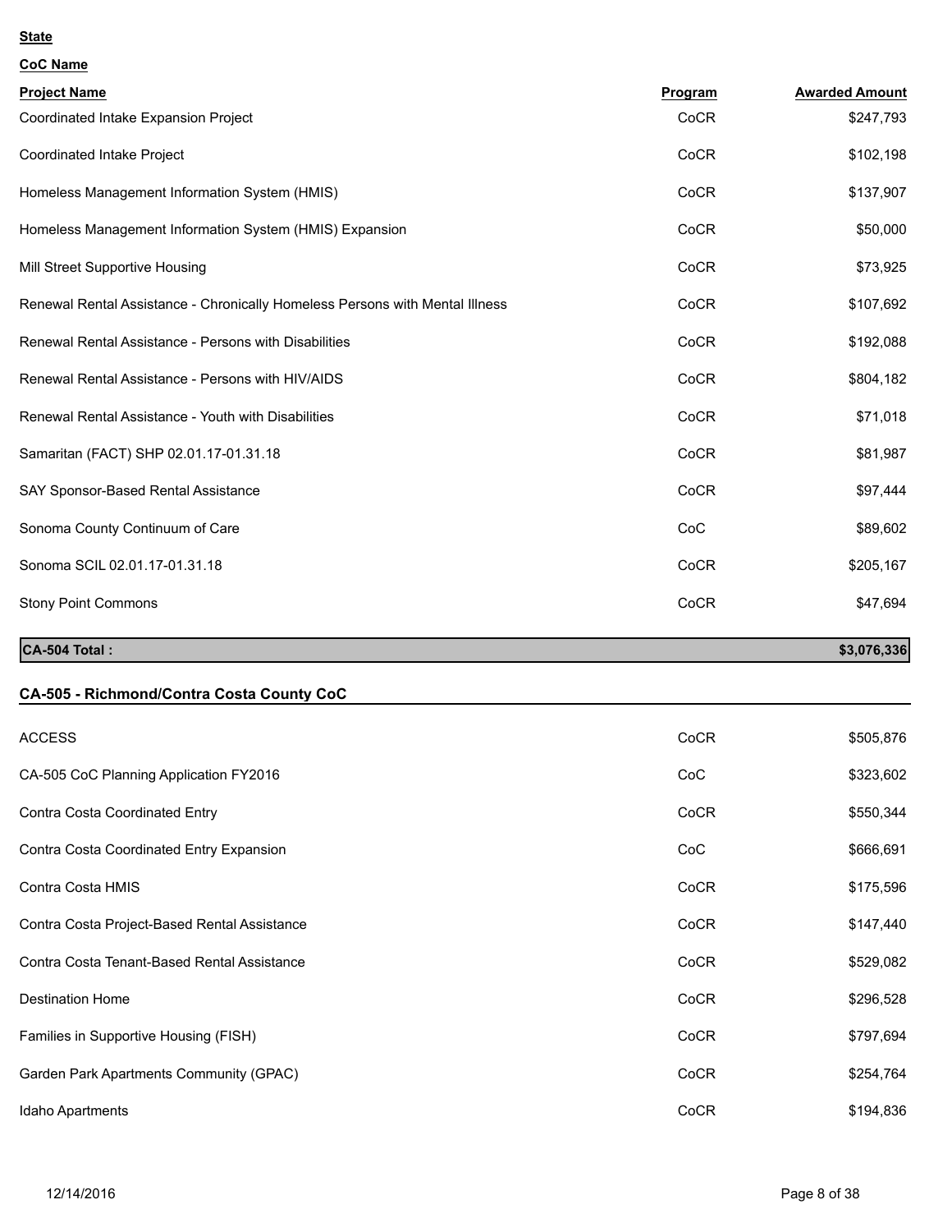**State**

**CoC Name**

| Project Name | Program | Awarded Amount |
|---|---|---|
| Coordinated Intake Expansion Project | CoCR | $247,793 |
| Coordinated Intake Project | CoCR | $102,198 |
| Homeless Management Information System (HMIS) | CoCR | $137,907 |
| Homeless Management Information System (HMIS) Expansion | CoCR | $50,000 |
| Mill Street Supportive Housing | CoCR | $73,925 |
| Renewal Rental Assistance - Chronically Homeless Persons with Mental Illness | CoCR | $107,692 |
| Renewal Rental Assistance - Persons with Disabilities | CoCR | $192,088 |
| Renewal Rental Assistance - Persons with HIV/AIDS | CoCR | $804,182 |
| Renewal Rental Assistance - Youth with Disabilities | CoCR | $71,018 |
| Samaritan (FACT) SHP 02.01.17-01.31.18 | CoCR | $81,987 |
| SAY Sponsor-Based Rental Assistance | CoCR | $97,444 |
| Sonoma County Continuum of Care | CoC | $89,602 |
| Sonoma SCIL 02.01.17-01.31.18 | CoCR | $205,167 |
| Stony Point Commons | CoCR | $47,694 |
| **CA-504 Total :** | | **$3,076,336** |

**CA-505 - Richmond/Contra Costa County CoC**

| Project Name | Program | Awarded Amount |
|---|---|---|
| ACCESS | CoCR | $505,876 |
| CA-505 CoC Planning Application FY2016 | CoC | $323,602 |
| Contra Costa Coordinated Entry | CoCR | $550,344 |
| Contra Costa Coordinated Entry Expansion | CoC | $666,691 |
| Contra Costa HMIS | CoCR | $175,596 |
| Contra Costa Project-Based Rental Assistance | CoCR | $147,440 |
| Contra Costa Tenant-Based Rental Assistance | CoCR | $529,082 |
| Destination Home | CoCR | $296,528 |
| Families in Supportive Housing (FISH) | CoCR | $797,694 |
| Garden Park Apartments Community (GPAC) | CoCR | $254,764 |
| Idaho Apartments | CoCR | $194,836 |

12/14/2016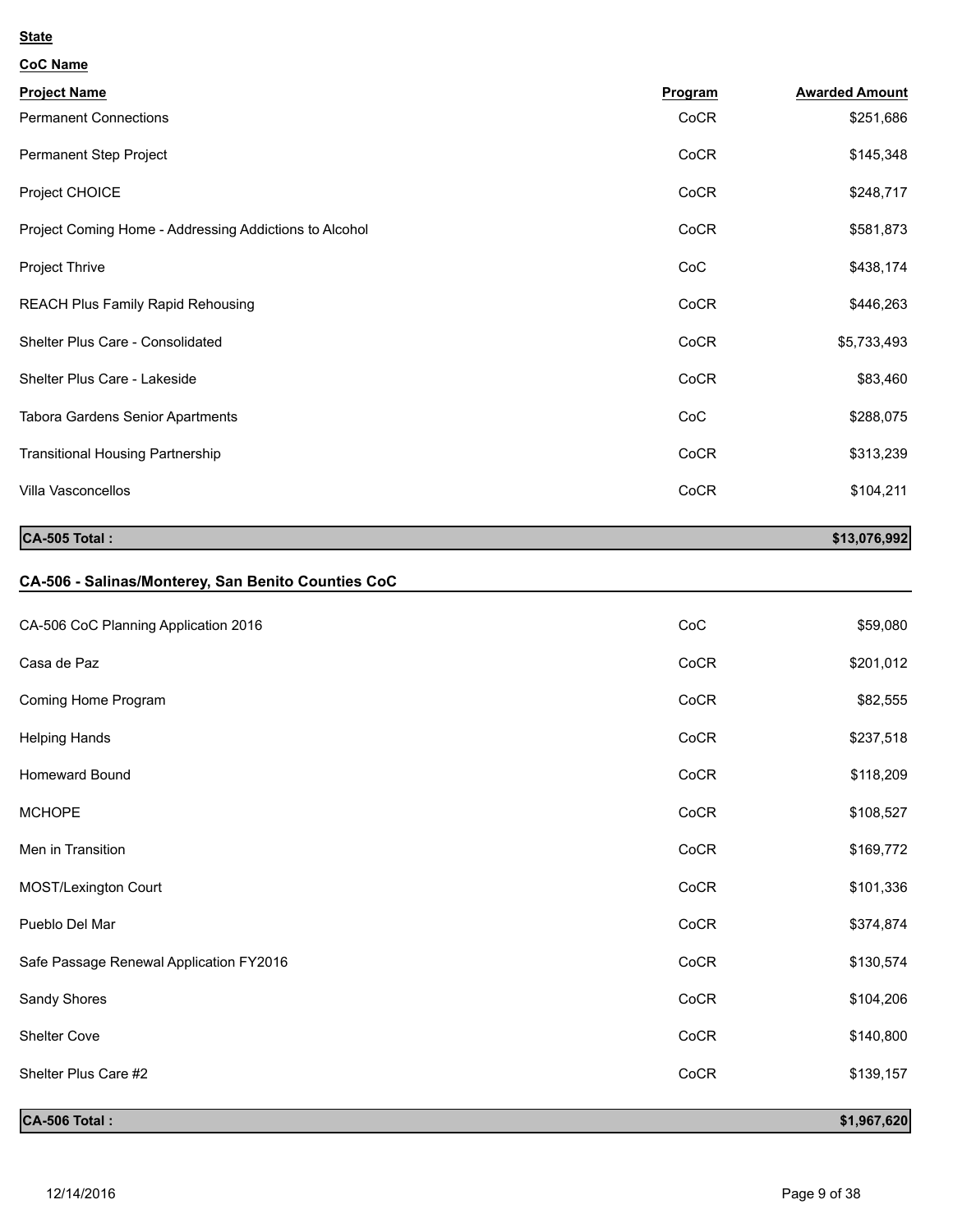**State**

**CoC Name**

| Project Name | Program | Awarded Amount |
|---|---|---|
| Permanent Connections | CoCR | $251,686 |
| Permanent Step Project | CoCR | $145,348 |
| Project CHOICE | CoCR | $248,717 |
| Project Coming Home - Addressing Addictions to Alcohol | CoCR | $581,873 |
| Project Thrive | CoC | $438,174 |
| REACH Plus Family Rapid Rehousing | CoCR | $446,263 |
| Shelter Plus Care - Consolidated | CoCR | $5,733,493 |
| Shelter Plus Care - Lakeside | CoCR | $83,460 |
| Tabora Gardens Senior Apartments | CoC | $288,075 |
| Transitional Housing Partnership | CoCR | $313,239 |
| Villa Vasconcellos | CoCR | $104,211 |
| **CA-505 Total :** | | **$13,076,992** |

**CA-506 - Salinas/Monterey, San Benito Counties CoC**

| Project Name | Program | Awarded Amount |
|---|---|---|
| CA-506 CoC Planning Application 2016 | CoC | $59,080 |
| Casa de Paz | CoCR | $201,012 |
| Coming Home Program | CoCR | $82,555 |
| Helping Hands | CoCR | $237,518 |
| Homeward Bound | CoCR | $118,209 |
| MCHOPE | CoCR | $108,527 |
| Men in Transition | CoCR | $169,772 |
| MOST/Lexington Court | CoCR | $101,336 |
| Pueblo Del Mar | CoCR | $374,874 |
| Safe Passage Renewal Application FY2016 | CoCR | $130,574 |
| Sandy Shores | CoCR | $104,206 |
| Shelter Cove | CoCR | $140,800 |
| Shelter Plus Care #2 | CoCR | $139,157 |
| **CA-506 Total :** | | **$1,967,620** |

12/14/2016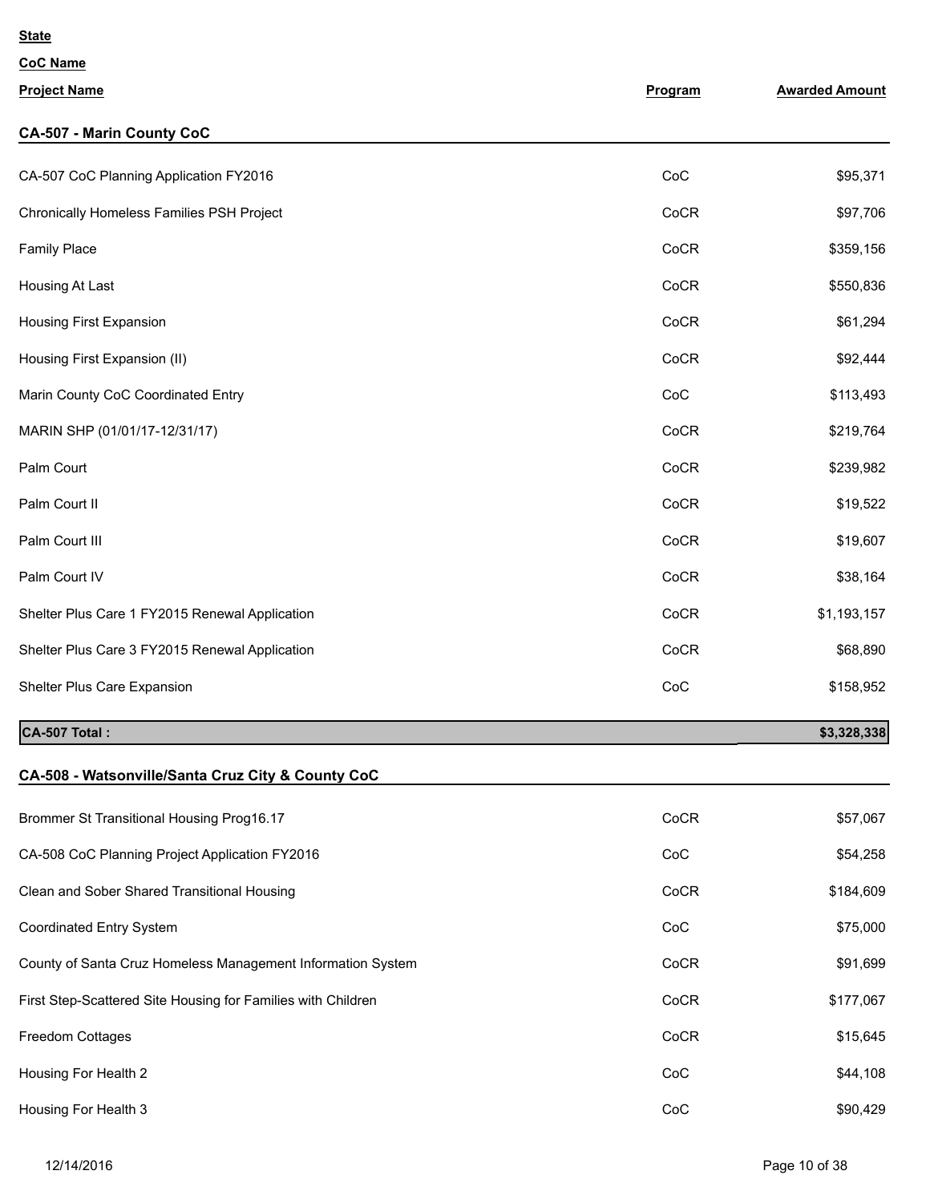**State**

**CoC Name**

| Project Name | Program | Awarded Amount |
|---|---|---|
| **CA-507 - Marin County CoC** | | |
| CA-507 CoC Planning Application FY2016 | CoC | $95,371 |
| Chronically Homeless Families PSH Project | CoCR | $97,706 |
| Family Place | CoCR | $359,156 |
| Housing At Last | CoCR | $550,836 |
| Housing First Expansion | CoCR | $61,294 |
| Housing First Expansion (II) | CoCR | $92,444 |
| Marin County CoC Coordinated Entry | CoC | $113,493 |
| MARIN SHP (01/01/17-12/31/17) | CoCR | $219,764 |
| Palm Court | CoCR | $239,982 |
| Palm Court II | CoCR | $19,522 |
| Palm Court III | CoCR | $19,607 |
| Palm Court IV | CoCR | $38,164 |
| Shelter Plus Care 1 FY2015 Renewal Application | CoCR | $1,193,157 |
| Shelter Plus Care 3 FY2015 Renewal Application | CoCR | $68,890 |
| Shelter Plus Care Expansion | CoC | $158,952 |
| **CA-507 Total :** | | **$3,328,338** |
| **CA-508 - Watsonville/Santa Cruz City & County CoC** | | |
| Brommer St Transitional Housing Prog16.17 | CoCR | $57,067 |
| CA-508 CoC Planning Project Application FY2016 | CoC | $54,258 |
| Clean and Sober Shared Transitional Housing | CoCR | $184,609 |
| Coordinated Entry System | CoC | $75,000 |
| County of Santa Cruz Homeless Management Information System | CoCR | $91,699 |
| First Step-Scattered Site Housing for Families with Children | CoCR | $177,067 |
| Freedom Cottages | CoCR | $15,645 |
| Housing For Health 2 | CoC | $44,108 |
| Housing For Health 3 | CoC | $90,429 |

12/14/2016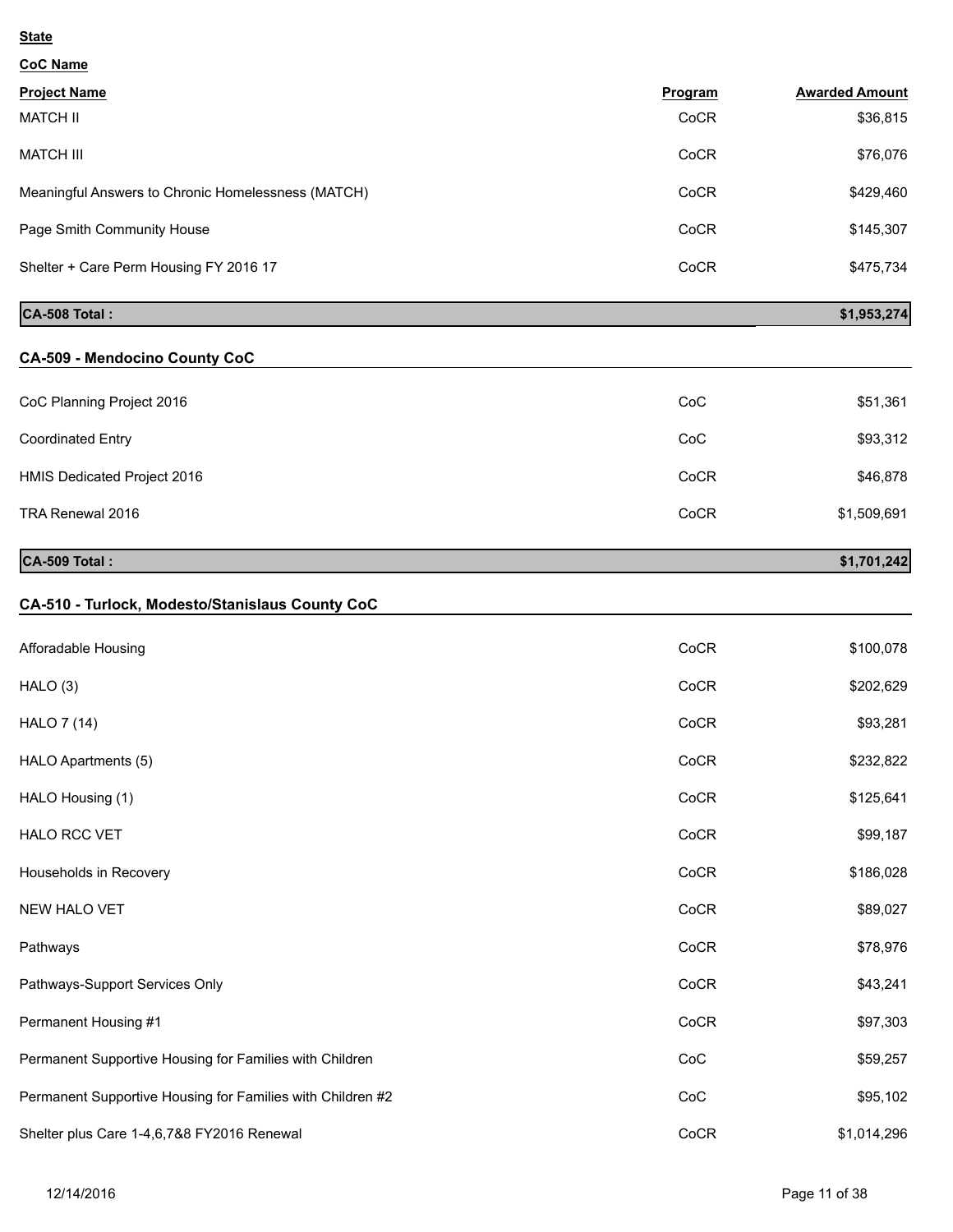**State**

**CoC Name**

| Project Name | Program | Awarded Amount |
|---|---|---|
| MATCH II | CoCR | $36,815 |
| MATCH III | CoCR | $76,076 |
| Meaningful Answers to Chronic Homelessness (MATCH) | CoCR | $429,460 |
| Page Smith Community House | CoCR | $145,307 |
| Shelter + Care Perm Housing FY 2016 17 | CoCR | $475,734 |
| **CA-508 Total :** | | **$1,953,274** |

**CA-509 - Mendocino County CoC**

| Project Name | Program | Awarded Amount |
|---|---|---|
| CoC Planning Project 2016 | CoC | $51,361 |
| Coordinated Entry | CoC | $93,312 |
| HMIS Dedicated Project 2016 | CoCR | $46,878 |
| TRA Renewal 2016 | CoCR | $1,509,691 |
| **CA-509 Total :** | | **$1,701,242** |

**CA-510 - Turlock, Modesto/Stanislaus County CoC**

| Project Name | Program | Awarded Amount |
|---|---|---|
| Afforadable Housing | CoCR | $100,078 |
| HALO (3) | CoCR | $202,629 |
| HALO 7 (14) | CoCR | $93,281 |
| HALO Apartments (5) | CoCR | $232,822 |
| HALO Housing (1) | CoCR | $125,641 |
| HALO RCC VET | CoCR | $99,187 |
| Households in Recovery | CoCR | $186,028 |
| NEW HALO VET | CoCR | $89,027 |
| Pathways | CoCR | $78,976 |
| Pathways-Support Services Only | CoCR | $43,241 |
| Permanent Housing #1 | CoCR | $97,303 |
| Permanent Supportive Housing for Families with Children | CoC | $59,257 |
| Permanent Supportive Housing for Families with Children #2 | CoC | $95,102 |
| Shelter plus Care 1-4,6,7&8 FY2016 Renewal | CoCR | $1,014,296 |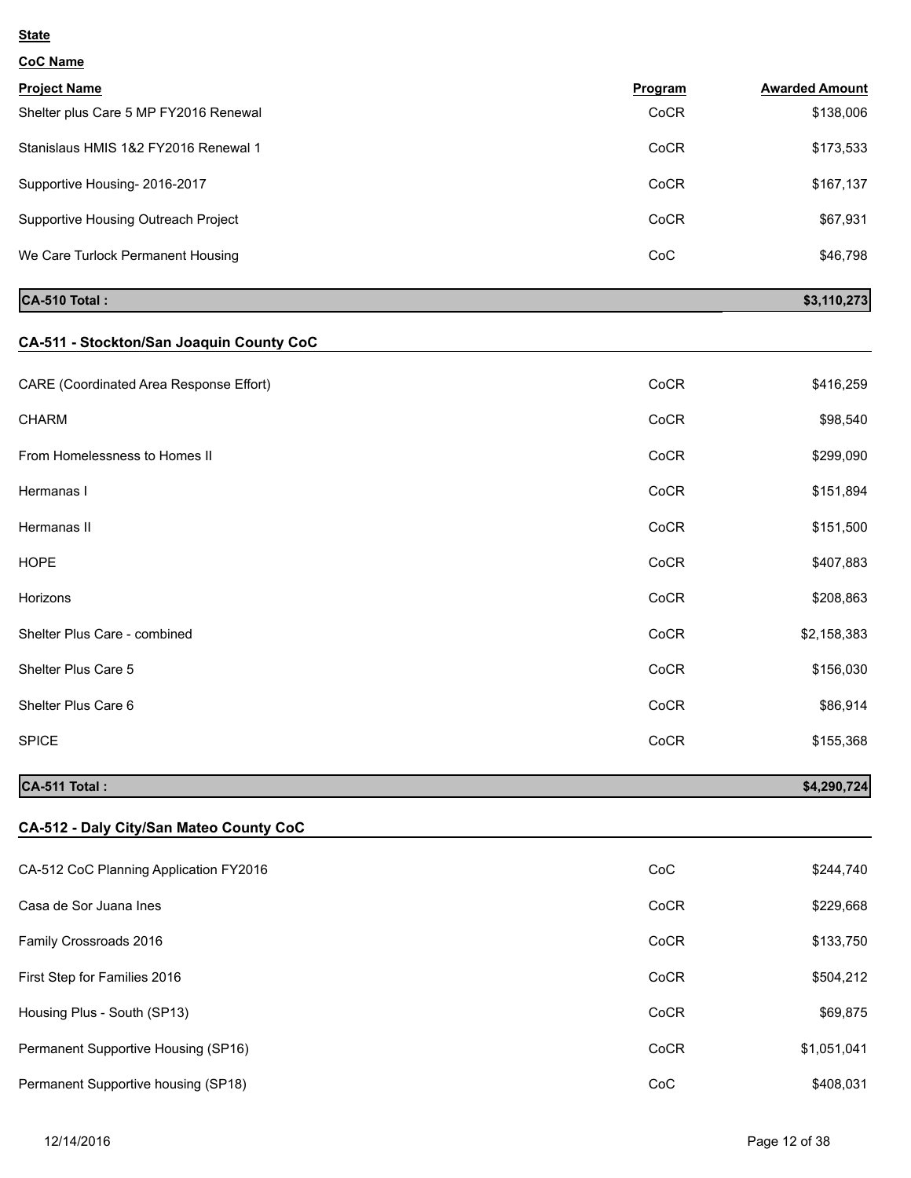**State**

**CoC Name**

| Project Name | Program | Awarded Amount |
|---|---|---|
| Shelter plus Care 5 MP FY2016 Renewal | CoCR | $138,006 |
| Stanislaus HMIS 1&2 FY2016 Renewal 1 | CoCR | $173,533 |
| Supportive Housing- 2016-2017 | CoCR | $167,137 |
| Supportive Housing Outreach Project | CoCR | $67,931 |
| We Care Turlock Permanent Housing | CoC | $46,798 |
| **CA-510 Total :** | | **$3,110,273** |

## CA-511 - Stockton/San Joaquin County CoC

| Project Name | Program | Awarded Amount |
|---|---|---|
| CARE (Coordinated Area Response Effort) | CoCR | $416,259 |
| CHARM | CoCR | $98,540 |
| From Homelessness to Homes II | CoCR | $299,090 |
| Hermanas I | CoCR | $151,894 |
| Hermanas II | CoCR | $151,500 |
| HOPE | CoCR | $407,883 |
| Horizons | CoCR | $208,863 |
| Shelter Plus Care - combined | CoCR | $2,158,383 |
| Shelter Plus Care 5 | CoCR | $156,030 |
| Shelter Plus Care 6 | CoCR | $86,914 |
| SPICE | CoCR | $155,368 |
| **CA-511 Total :** | | **$4,290,724** |

## CA-512 - Daly City/San Mateo County CoC

| Project Name | Program | Awarded Amount |
|---|---|---|
| CA-512 CoC Planning Application FY2016 | CoC | $244,740 |
| Casa de Sor Juana Ines | CoCR | $229,668 |
| Family Crossroads 2016 | CoCR | $133,750 |
| First Step for Families 2016 | CoCR | $504,212 |
| Housing Plus - South (SP13) | CoCR | $69,875 |
| Permanent Supportive Housing (SP16) | CoCR | $1,051,041 |
| Permanent Supportive housing (SP18) | CoC | $408,031 |

12/14/2016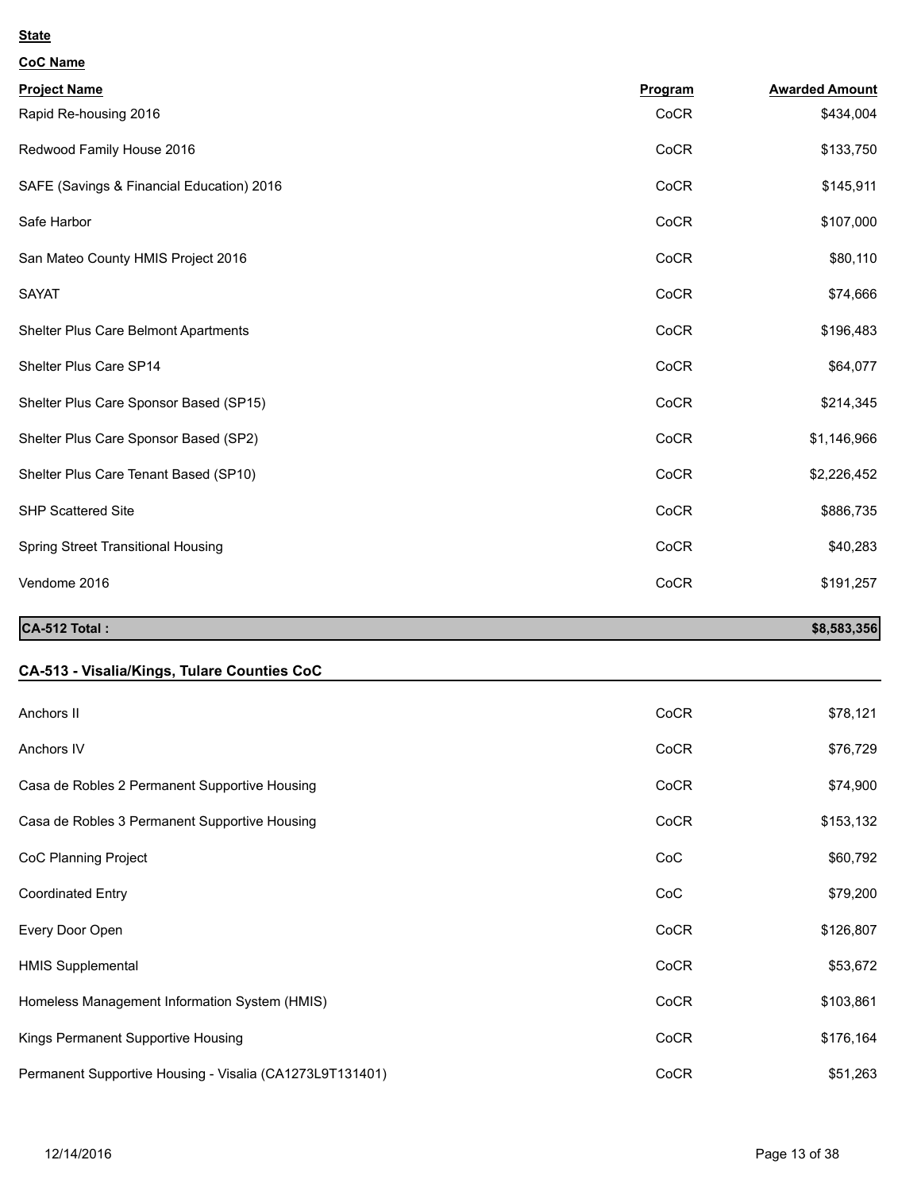**State**

**CoC Name**

| Project Name | Program | Awarded Amount |
|---|---|---|
| Rapid Re-housing 2016 | CoCR | $434,004 |
| Redwood Family House 2016 | CoCR | $133,750 |
| SAFE (Savings & Financial Education) 2016 | CoCR | $145,911 |
| Safe Harbor | CoCR | $107,000 |
| San Mateo County HMIS Project 2016 | CoCR | $80,110 |
| SAYAT | CoCR | $74,666 |
| Shelter Plus Care Belmont Apartments | CoCR | $196,483 |
| Shelter Plus Care SP14 | CoCR | $64,077 |
| Shelter Plus Care Sponsor Based (SP15) | CoCR | $214,345 |
| Shelter Plus Care Sponsor Based (SP2) | CoCR | $1,146,966 |
| Shelter Plus Care Tenant Based (SP10) | CoCR | $2,226,452 |
| SHP Scattered Site | CoCR | $886,735 |
| Spring Street Transitional Housing | CoCR | $40,283 |
| Vendome 2016 | CoCR | $191,257 |
| **CA-512 Total :** | | **$8,583,356** |

**CA-513 - Visalia/Kings, Tulare Counties CoC**

| Project Name | Program | Awarded Amount |
|---|---|---|
| Anchors II | CoCR | $78,121 |
| Anchors IV | CoCR | $76,729 |
| Casa de Robles 2 Permanent Supportive Housing | CoCR | $74,900 |
| Casa de Robles 3 Permanent Supportive Housing | CoCR | $153,132 |
| CoC Planning Project | CoC | $60,792 |
| Coordinated Entry | CoC | $79,200 |
| Every Door Open | CoCR | $126,807 |
| HMIS Supplemental | CoCR | $53,672 |
| Homeless Management Information System (HMIS) | CoCR | $103,861 |
| Kings Permanent Supportive Housing | CoCR | $176,164 |
| Permanent Supportive Housing - Visalia (CA1273L9T131401) | CoCR | $51,263 |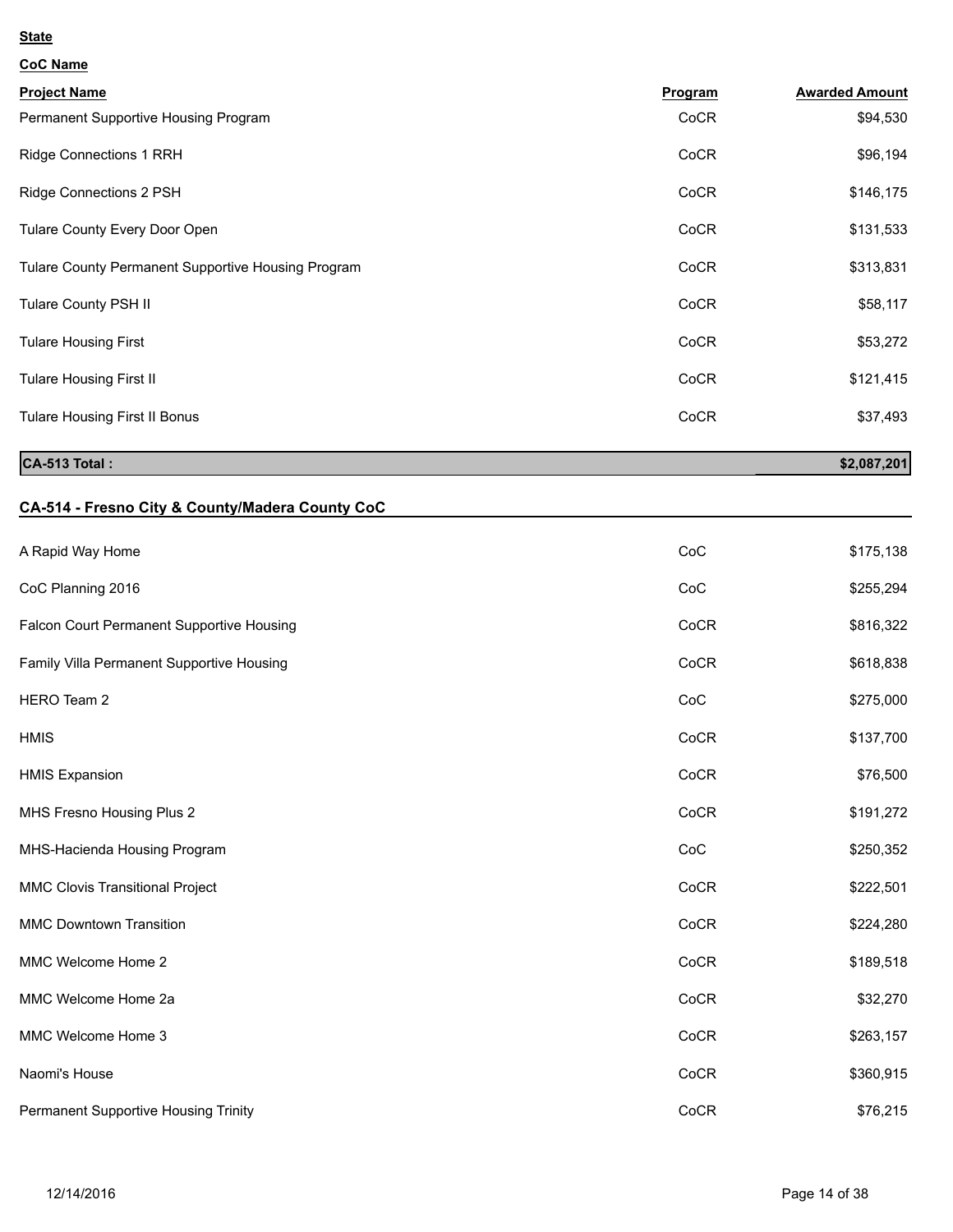**State**

**CoC Name**

| Project Name | Program | Awarded Amount |
|---|---|---|
| Permanent Supportive Housing Program | CoCR | $94,530 |
| Ridge Connections 1 RRH | CoCR | $96,194 |
| Ridge Connections 2 PSH | CoCR | $146,175 |
| Tulare County Every Door Open | CoCR | $131,533 |
| Tulare County Permanent Supportive Housing Program | CoCR | $313,831 |
| Tulare County PSH II | CoCR | $58,117 |
| Tulare Housing First | CoCR | $53,272 |
| Tulare Housing First II | CoCR | $121,415 |
| Tulare Housing First II Bonus | CoCR | $37,493 |
| **CA-513 Total :** | | **$2,087,201** |

## CA-514 - Fresno City & County/Madera County CoC

| Project Name | Program | Awarded Amount |
|---|---|---|
| A Rapid Way Home | CoC | $175,138 |
| CoC Planning 2016 | CoC | $255,294 |
| Falcon Court Permanent Supportive Housing | CoCR | $816,322 |
| Family Villa Permanent Supportive Housing | CoCR | $618,838 |
| HERO Team 2 | CoC | $275,000 |
| HMIS | CoCR | $137,700 |
| HMIS Expansion | CoCR | $76,500 |
| MHS Fresno Housing Plus 2 | CoCR | $191,272 |
| MHS-Hacienda Housing Program | CoC | $250,352 |
| MMC Clovis Transitional Project | CoCR | $222,501 |
| MMC Downtown Transition | CoCR | $224,280 |
| MMC Welcome Home 2 | CoCR | $189,518 |
| MMC Welcome Home 2a | CoCR | $32,270 |
| MMC Welcome Home 3 | CoCR | $263,157 |
| Naomi's House | CoCR | $360,915 |
| Permanent Supportive Housing Trinity | CoCR | $76,215 |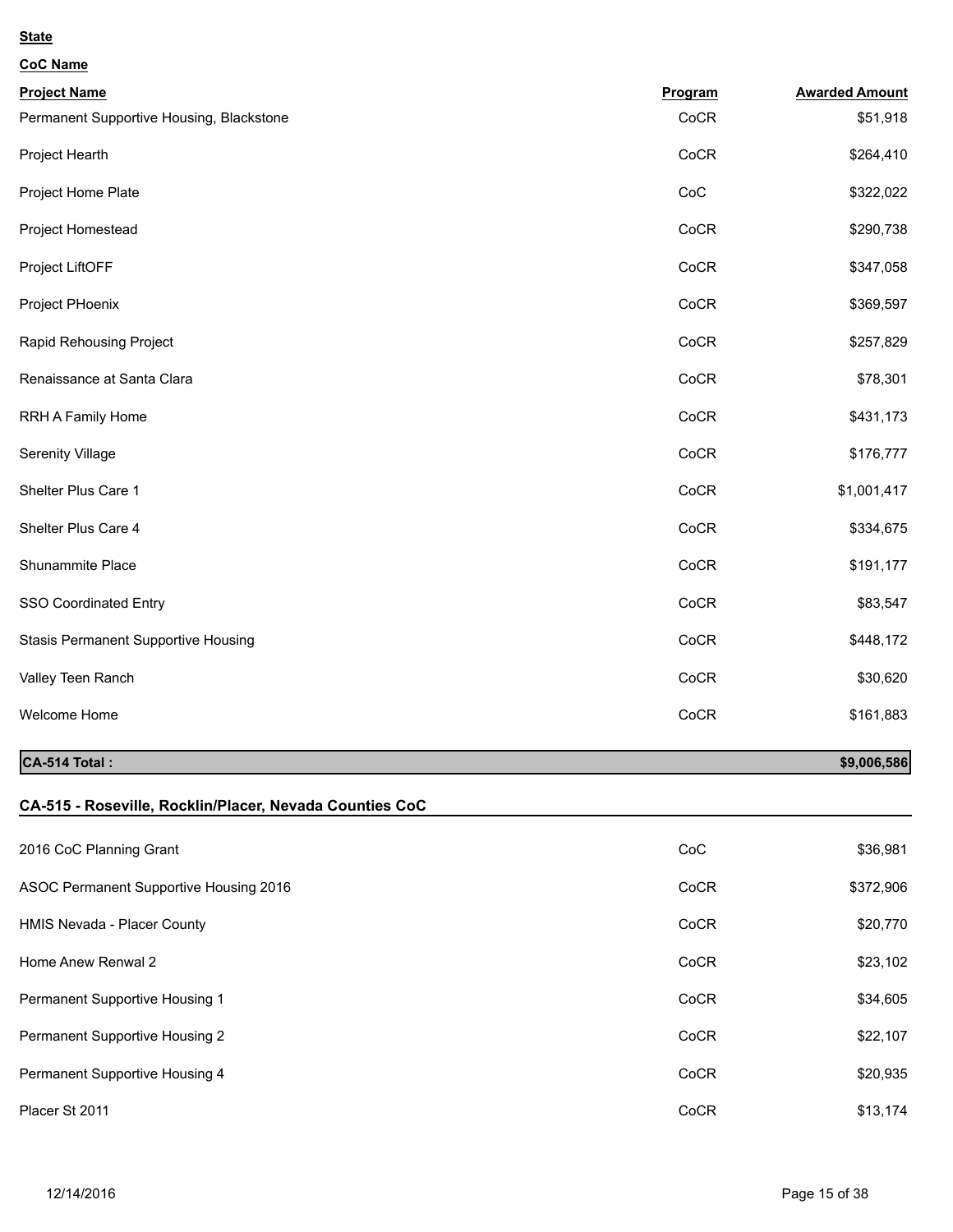**State**

**CoC Name**

| Project Name | Program | Awarded Amount |
|---|---|---|
| Permanent Supportive Housing, Blackstone | CoCR | $51,918 |
| Project Hearth | CoCR | $264,410 |
| Project Home Plate | CoC | $322,022 |
| Project Homestead | CoCR | $290,738 |
| Project LiftOFF | CoCR | $347,058 |
| Project PHoenix | CoCR | $369,597 |
| Rapid Rehousing Project | CoCR | $257,829 |
| Renaissance at Santa Clara | CoCR | $78,301 |
| RRH A Family Home | CoCR | $431,173 |
| Serenity Village | CoCR | $176,777 |
| Shelter Plus Care 1 | CoCR | $1,001,417 |
| Shelter Plus Care 4 | CoCR | $334,675 |
| Shunammite Place | CoCR | $191,177 |
| SSO Coordinated Entry | CoCR | $83,547 |
| Stasis Permanent Supportive Housing | CoCR | $448,172 |
| Valley Teen Ranch | CoCR | $30,620 |
| Welcome Home | CoCR | $161,883 |
| **CA-514 Total :** | | **$9,006,586** |

**CA-515 - Roseville, Rocklin/Placer, Nevada Counties CoC**

| Project Name | Program | Awarded Amount |
|---|---|---|
| 2016 CoC Planning Grant | CoC | $36,981 |
| ASOC Permanent Supportive Housing 2016 | CoCR | $372,906 |
| HMIS Nevada - Placer County | CoCR | $20,770 |
| Home Anew Renwal 2 | CoCR | $23,102 |
| Permanent Supportive Housing 1 | CoCR | $34,605 |
| Permanent Supportive Housing 2 | CoCR | $22,107 |
| Permanent Supportive Housing 4 | CoCR | $20,935 |
| Placer St 2011 | CoCR | $13,174 |

12/14/2016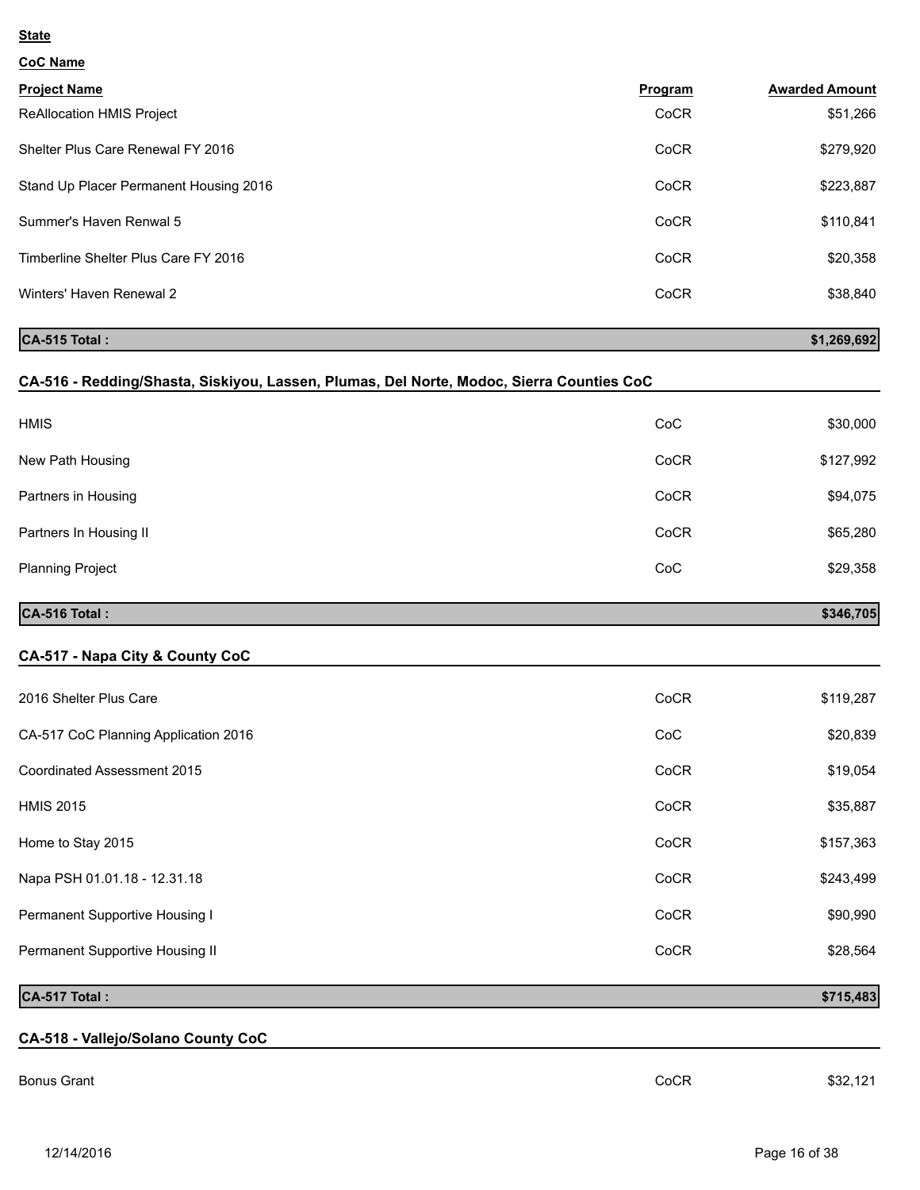**State**

**CoC Name**

| Project Name | Program | Awarded Amount |
|---|---|---|
| ReAllocation HMIS Project | CoCR | $51,266 |
| Shelter Plus Care Renewal FY 2016 | CoCR | $279,920 |
| Stand Up Placer Permanent Housing 2016 | CoCR | $223,887 |
| Summer's Haven Renwal 5 | CoCR | $110,841 |
| Timberline Shelter Plus Care FY 2016 | CoCR | $20,358 |
| Winters' Haven Renewal 2 | CoCR | $38,840 |
| **CA-515 Total :** | | **$1,269,692** |

## CA-516 - Redding/Shasta, Siskiyou, Lassen, Plumas, Del Norte, Modoc, Sierra Counties CoC

| Project Name | Program | Awarded Amount |
|---|---|---|
| HMIS | CoC | $30,000 |
| New Path Housing | CoCR | $127,992 |
| Partners in Housing | CoCR | $94,075 |
| Partners In Housing II | CoCR | $65,280 |
| Planning Project | CoC | $29,358 |
| **CA-516 Total :** | | **$346,705** |

## CA-517 - Napa City & County CoC

| Project Name | Program | Awarded Amount |
|---|---|---|
| 2016 Shelter Plus Care | CoCR | $119,287 |
| CA-517 CoC Planning Application 2016 | CoC | $20,839 |
| Coordinated Assessment 2015 | CoCR | $19,054 |
| HMIS 2015 | CoCR | $35,887 |
| Home to Stay 2015 | CoCR | $157,363 |
| Napa PSH 01.01.18 - 12.31.18 | CoCR | $243,499 |
| Permanent Supportive Housing I | CoCR | $90,990 |
| Permanent Supportive Housing II | CoCR | $28,564 |
| **CA-517 Total :** | | **$715,483** |

## CA-518 - Vallejo/Solano County CoC

| Project Name | Program | Awarded Amount |
|---|---|---|
| Bonus Grant | CoCR | $32,121 |

12/14/2016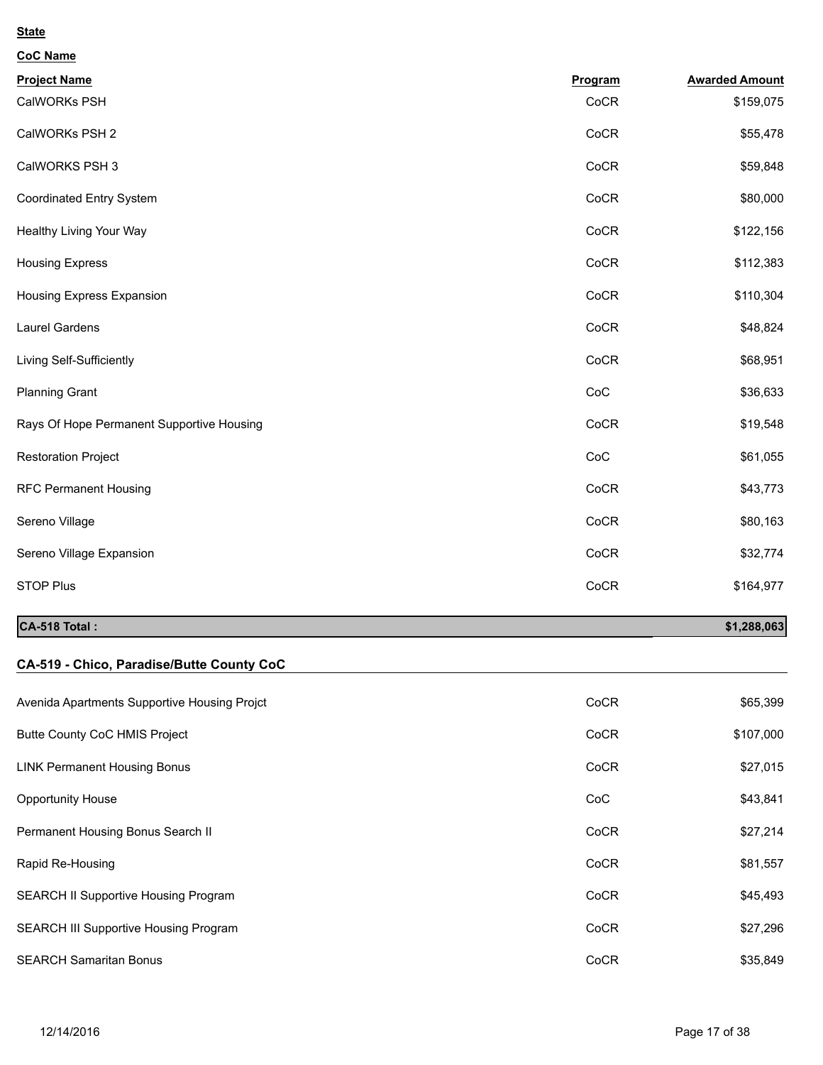**State**

**CoC Name**

| Project Name | Program | Awarded Amount |
|---|---|---|
| CalWORKs PSH | CoCR | $159,075 |
| CalWORKs PSH 2 | CoCR | $55,478 |
| CalWORKS PSH 3 | CoCR | $59,848 |
| Coordinated Entry System | CoCR | $80,000 |
| Healthy Living Your Way | CoCR | $122,156 |
| Housing Express | CoCR | $112,383 |
| Housing Express Expansion | CoCR | $110,304 |
| Laurel Gardens | CoCR | $48,824 |
| Living Self-Sufficiently | CoCR | $68,951 |
| Planning Grant | CoC | $36,633 |
| Rays Of Hope Permanent Supportive Housing | CoCR | $19,548 |
| Restoration Project | CoC | $61,055 |
| RFC Permanent Housing | CoCR | $43,773 |
| Sereno Village | CoCR | $80,163 |
| Sereno Village Expansion | CoCR | $32,774 |
| STOP Plus | CoCR | $164,977 |
| **CA-518 Total :** | | **$1,288,063** |

## CA-519 - Chico, Paradise/Butte County CoC

| Project Name | Program | Awarded Amount |
|---|---|---|
| Avenida Apartments Supportive Housing Projct | CoCR | $65,399 |
| Butte County CoC HMIS Project | CoCR | $107,000 |
| LINK Permanent Housing Bonus | CoCR | $27,015 |
| Opportunity House | CoC | $43,841 |
| Permanent Housing Bonus Search II | CoCR | $27,214 |
| Rapid Re-Housing | CoCR | $81,557 |
| SEARCH II Supportive Housing Program | CoCR | $45,493 |
| SEARCH III Supportive Housing Program | CoCR | $27,296 |
| SEARCH Samaritan Bonus | CoCR | $35,849 |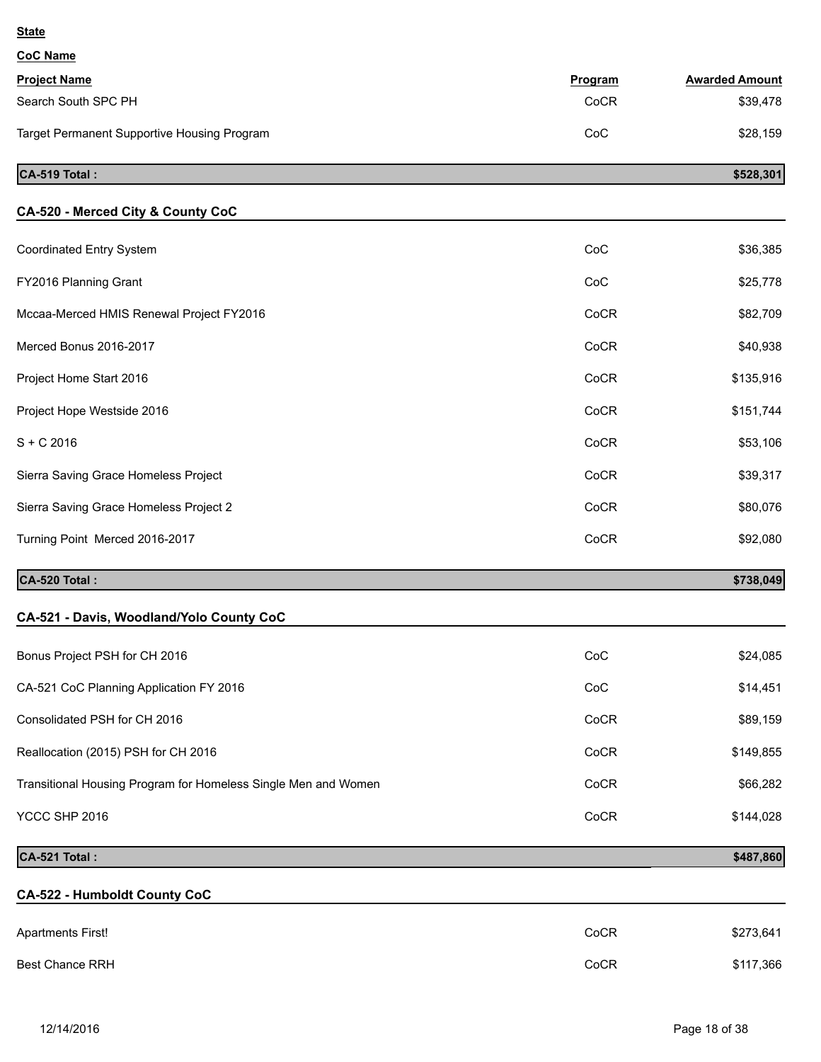**State**

**CoC Name**

| Project Name | Program | Awarded Amount |
|---|---|---|
| Search South SPC PH | CoCR | $39,478 |
| Target Permanent Supportive Housing Program | CoC | $28,159 |
| **CA-519 Total :** | | **$528,301** |

## CA-520 - Merced City & County CoC

| Project Name | Program | Awarded Amount |
|---|---|---|
| Coordinated Entry System | CoC | $36,385 |
| FY2016 Planning Grant | CoC | $25,778 |
| Mccaa-Merced HMIS Renewal Project FY2016 | CoCR | $82,709 |
| Merced Bonus 2016-2017 | CoCR | $40,938 |
| Project Home Start 2016 | CoCR | $135,916 |
| Project Hope Westside 2016 | CoCR | $151,744 |
| S + C 2016 | CoCR | $53,106 |
| Sierra Saving Grace Homeless Project | CoCR | $39,317 |
| Sierra Saving Grace Homeless Project 2 | CoCR | $80,076 |
| Turning Point Merced 2016-2017 | CoCR | $92,080 |
| **CA-520 Total :** | | **$738,049** |

## CA-521 - Davis, Woodland/Yolo County CoC

| Project Name | Program | Awarded Amount |
|---|---|---|
| Bonus Project PSH for CH 2016 | CoC | $24,085 |
| CA-521 CoC Planning Application FY 2016 | CoC | $14,451 |
| Consolidated PSH for CH 2016 | CoCR | $89,159 |
| Reallocation (2015) PSH for CH 2016 | CoCR | $149,855 |
| Transitional Housing Program for Homeless Single Men and Women | CoCR | $66,282 |
| YCCC SHP 2016 | CoCR | $144,028 |
| **CA-521 Total :** | | **$487,860** |

## CA-522 - Humboldt County CoC

| Project Name | Program | Awarded Amount |
|---|---|---|
| Apartments First! | CoCR | $273,641 |
| Best Chance RRH | CoCR | $117,366 |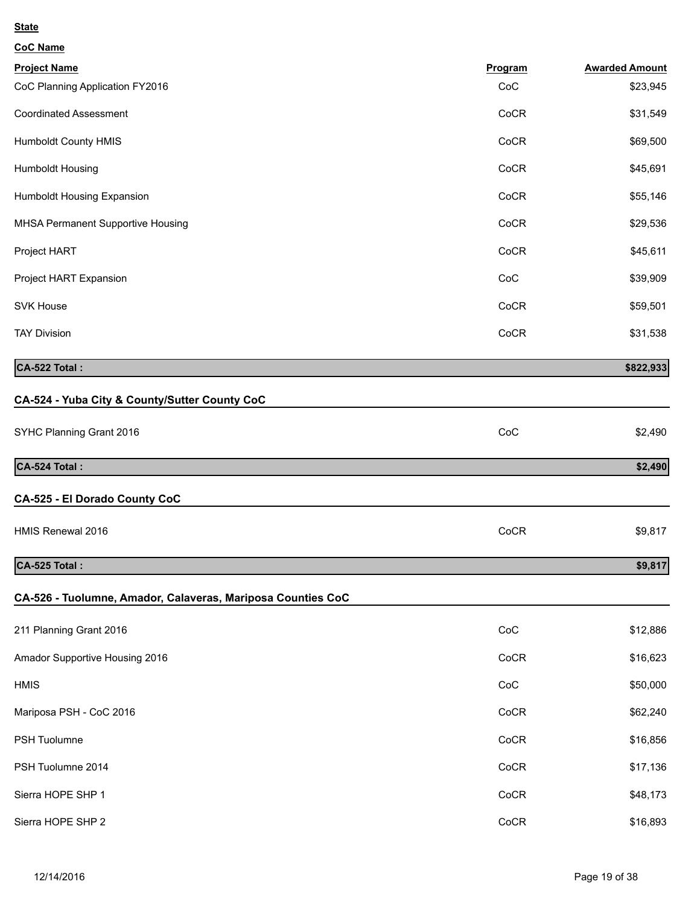**State**

**CoC Name**

| Project Name | Program | Awarded Amount |
|---|---|---|
| CoC Planning Application FY2016 | CoC | $23,945 |
| Coordinated Assessment | CoCR | $31,549 |
| Humboldt County HMIS | CoCR | $69,500 |
| Humboldt Housing | CoCR | $45,691 |
| Humboldt Housing Expansion | CoCR | $55,146 |
| MHSA Permanent Supportive Housing | CoCR | $29,536 |
| Project HART | CoCR | $45,611 |
| Project HART Expansion | CoC | $39,909 |
| SVK House | CoCR | $59,501 |
| TAY Division | CoCR | $31,538 |
| **CA-522 Total :** | | **$822,933** |

## CA-524 - Yuba City & County/Sutter County CoC

| Project Name | Program | Awarded Amount |
|---|---|---|
| SYHC Planning Grant 2016 | CoC | $2,490 |
| **CA-524 Total :** | | **$2,490** |

## CA-525 - El Dorado County CoC

| Project Name | Program | Awarded Amount |
|---|---|---|
| HMIS Renewal 2016 | CoCR | $9,817 |
| **CA-525 Total :** | | **$9,817** |

## CA-526 - Tuolumne, Amador, Calaveras, Mariposa Counties CoC

| Project Name | Program | Awarded Amount |
|---|---|---|
| 211 Planning Grant 2016 | CoC | $12,886 |
| Amador Supportive Housing 2016 | CoCR | $16,623 |
| HMIS | CoC | $50,000 |
| Mariposa PSH - CoC 2016 | CoCR | $62,240 |
| PSH Tuolumne | CoCR | $16,856 |
| PSH Tuolumne 2014 | CoCR | $17,136 |
| Sierra HOPE SHP 1 | CoCR | $48,173 |
| Sierra HOPE SHP 2 | CoCR | $16,893 |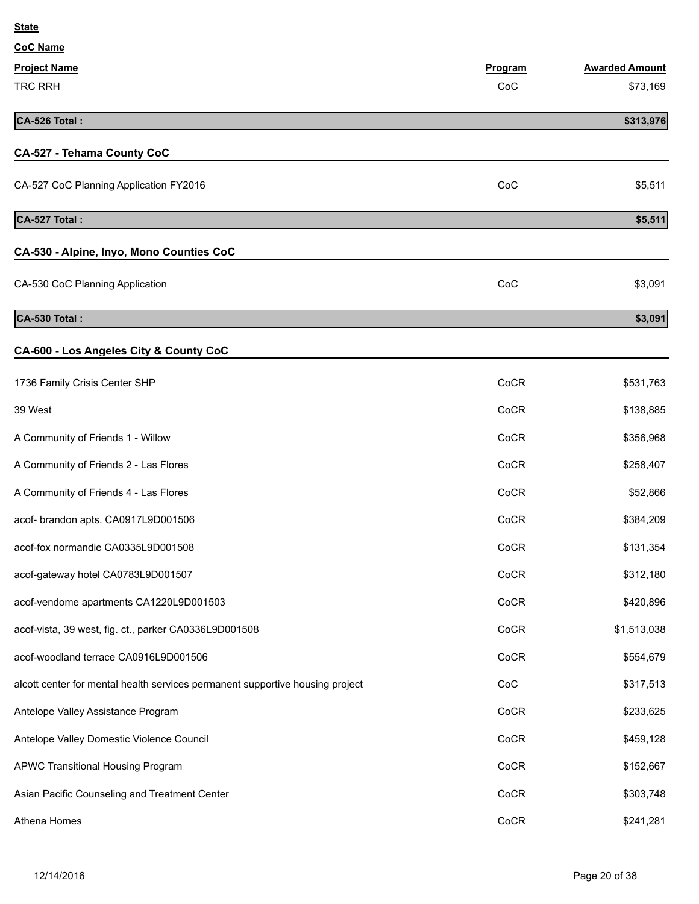**State**

**CoC Name**

| Project Name | Program | Awarded Amount |
|---|---|---|
| TRC RRH | CoC | $73,169 |
| **CA-526 Total :** | | **$313,976** |

## CA-527 - Tehama County CoC

| Project Name | Program | Awarded Amount |
|---|---|---|
| CA-527 CoC Planning Application FY2016 | CoC | $5,511 |
| **CA-527 Total :** | | **$5,511** |

## CA-530 - Alpine, Inyo, Mono Counties CoC

| Project Name | Program | Awarded Amount |
|---|---|---|
| CA-530 CoC Planning Application | CoC | $3,091 |
| **CA-530 Total :** | | **$3,091** |

## CA-600 - Los Angeles City & County CoC

| Project Name | Program | Awarded Amount |
|---|---|---|
| 1736 Family Crisis Center SHP | CoCR | $531,763 |
| 39 West | CoCR | $138,885 |
| A Community of Friends 1 - Willow | CoCR | $356,968 |
| A Community of Friends 2 - Las Flores | CoCR | $258,407 |
| A Community of Friends 4 - Las Flores | CoCR | $52,866 |
| acof- brandon apts. CA0917L9D001506 | CoCR | $384,209 |
| acof-fox normandie CA0335L9D001508 | CoCR | $131,354 |
| acof-gateway hotel CA0783L9D001507 | CoCR | $312,180 |
| acof-vendome apartments CA1220L9D001503 | CoCR | $420,896 |
| acof-vista, 39 west, fig. ct., parker CA0336L9D001508 | CoCR | $1,513,038 |
| acof-woodland terrace CA0916L9D001506 | CoCR | $554,679 |
| alcott center for mental health services permanent supportive housing project | CoC | $317,513 |
| Antelope Valley Assistance Program | CoCR | $233,625 |
| Antelope Valley Domestic Violence Council | CoCR | $459,128 |
| APWC Transitional Housing Program | CoCR | $152,667 |
| Asian Pacific Counseling and Treatment Center | CoCR | $303,748 |
| Athena Homes | CoCR | $241,281 |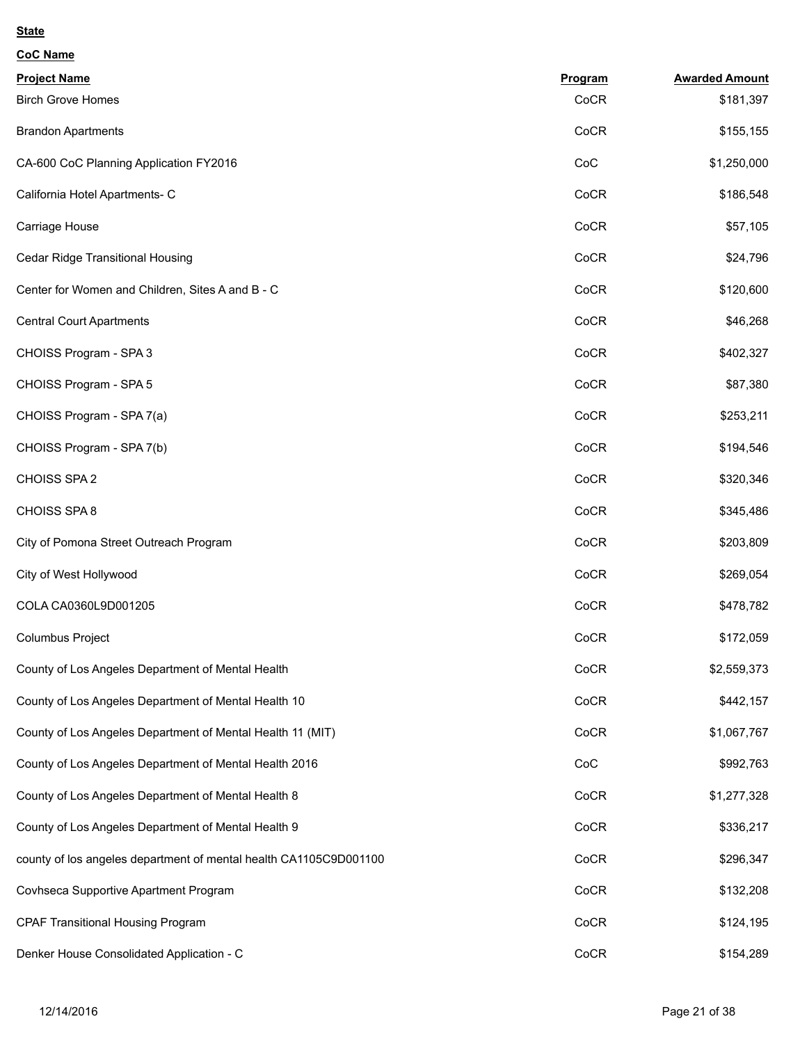**State**

**CoC Name**

| Project Name | Program | Awarded Amount |
|---|---|---|
| Birch Grove Homes | CoCR | $181,397 |
| Brandon Apartments | CoCR | $155,155 |
| CA-600 CoC Planning Application FY2016 | CoC | $1,250,000 |
| California Hotel Apartments- C | CoCR | $186,548 |
| Carriage House | CoCR | $57,105 |
| Cedar Ridge Transitional Housing | CoCR | $24,796 |
| Center for Women and Children, Sites A and B - C | CoCR | $120,600 |
| Central Court Apartments | CoCR | $46,268 |
| CHOISS Program - SPA 3 | CoCR | $402,327 |
| CHOISS Program - SPA 5 | CoCR | $87,380 |
| CHOISS Program - SPA 7(a) | CoCR | $253,211 |
| CHOISS Program - SPA 7(b) | CoCR | $194,546 |
| CHOISS SPA 2 | CoCR | $320,346 |
| CHOISS SPA 8 | CoCR | $345,486 |
| City of Pomona Street Outreach Program | CoCR | $203,809 |
| City of West Hollywood | CoCR | $269,054 |
| COLA CA0360L9D001205 | CoCR | $478,782 |
| Columbus Project | CoCR | $172,059 |
| County of Los Angeles Department of Mental Health | CoCR | $2,559,373 |
| County of Los Angeles Department of Mental Health 10 | CoCR | $442,157 |
| County of Los Angeles Department of Mental Health 11 (MIT) | CoCR | $1,067,767 |
| County of Los Angeles Department of Mental Health 2016 | CoC | $992,763 |
| County of Los Angeles Department of Mental Health 8 | CoCR | $1,277,328 |
| County of Los Angeles Department of Mental Health 9 | CoCR | $336,217 |
| county of los angeles department of mental health CA1105C9D001100 | CoCR | $296,347 |
| Covhseca Supportive Apartment Program | CoCR | $132,208 |
| CPAF Transitional Housing Program | CoCR | $124,195 |
| Denker House Consolidated Application - C | CoCR | $154,289 |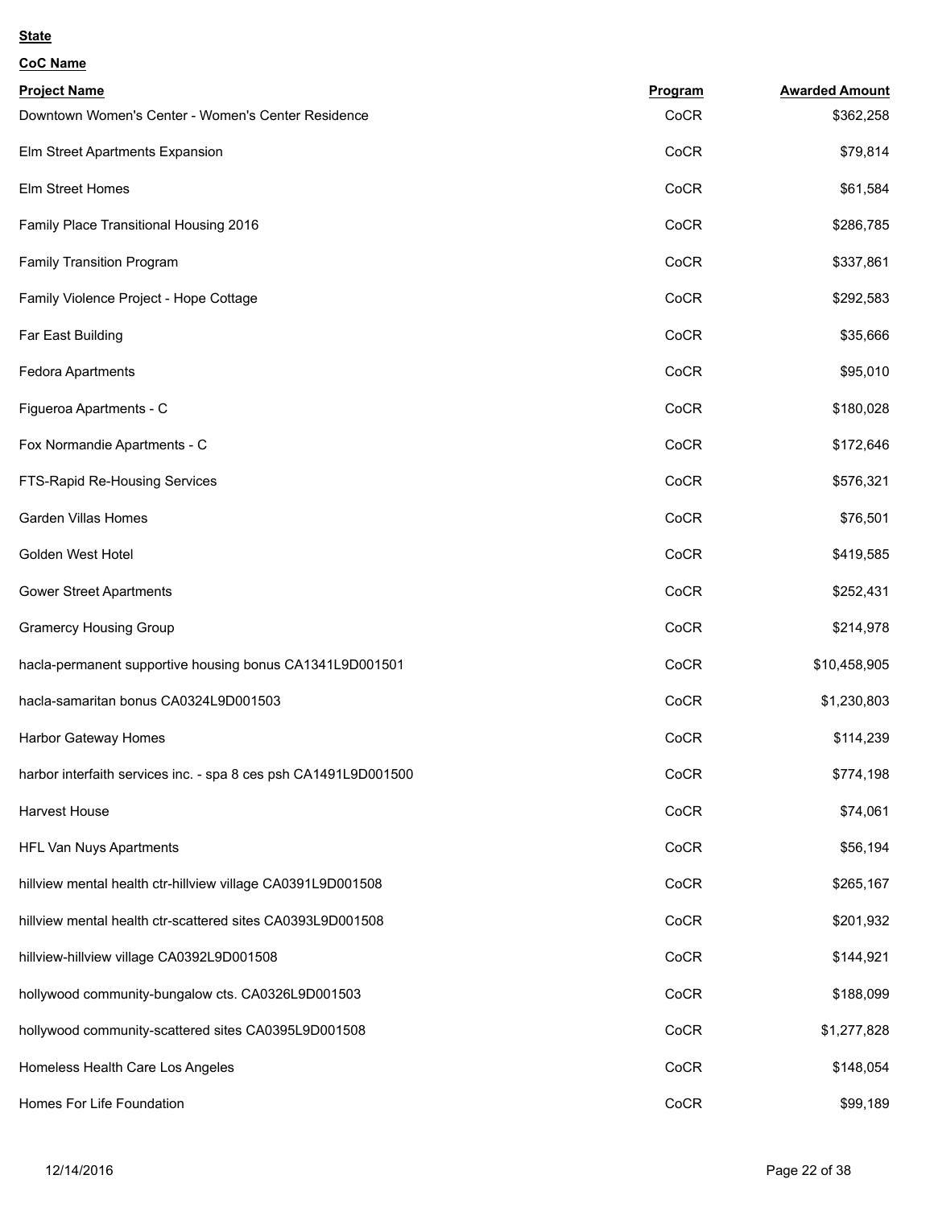**State**

**CoC Name**

| **Project Name** | **Program** | **Awarded Amount** |
|---|---|---|
| Downtown Women's Center - Women's Center Residence | CoCR | $362,258 |
| Elm Street Apartments Expansion | CoCR | $79,814 |
| Elm Street Homes | CoCR | $61,584 |
| Family Place Transitional Housing 2016 | CoCR | $286,785 |
| Family Transition Program | CoCR | $337,861 |
| Family Violence Project - Hope Cottage | CoCR | $292,583 |
| Far East Building | CoCR | $35,666 |
| Fedora Apartments | CoCR | $95,010 |
| Figueroa Apartments - C | CoCR | $180,028 |
| Fox Normandie Apartments - C | CoCR | $172,646 |
| FTS-Rapid Re-Housing Services | CoCR | $576,321 |
| Garden Villas Homes | CoCR | $76,501 |
| Golden West Hotel | CoCR | $419,585 |
| Gower Street Apartments | CoCR | $252,431 |
| Gramercy Housing Group | CoCR | $214,978 |
| hacla-permanent supportive housing bonus CA1341L9D001501 | CoCR | $10,458,905 |
| hacla-samaritan bonus CA0324L9D001503 | CoCR | $1,230,803 |
| Harbor Gateway Homes | CoCR | $114,239 |
| harbor interfaith services inc. - spa 8 ces psh CA1491L9D001500 | CoCR | $774,198 |
| Harvest House | CoCR | $74,061 |
| HFL Van Nuys Apartments | CoCR | $56,194 |
| hillview mental health ctr-hillview village CA0391L9D001508 | CoCR | $265,167 |
| hillview mental health ctr-scattered sites CA0393L9D001508 | CoCR | $201,932 |
| hillview-hillview village CA0392L9D001508 | CoCR | $144,921 |
| hollywood community-bungalow cts. CA0326L9D001503 | CoCR | $188,099 |
| hollywood community-scattered sites CA0395L9D001508 | CoCR | $1,277,828 |
| Homeless Health Care Los Angeles | CoCR | $148,054 |
| Homes For Life Foundation | CoCR | $99,189 |

12/14/2016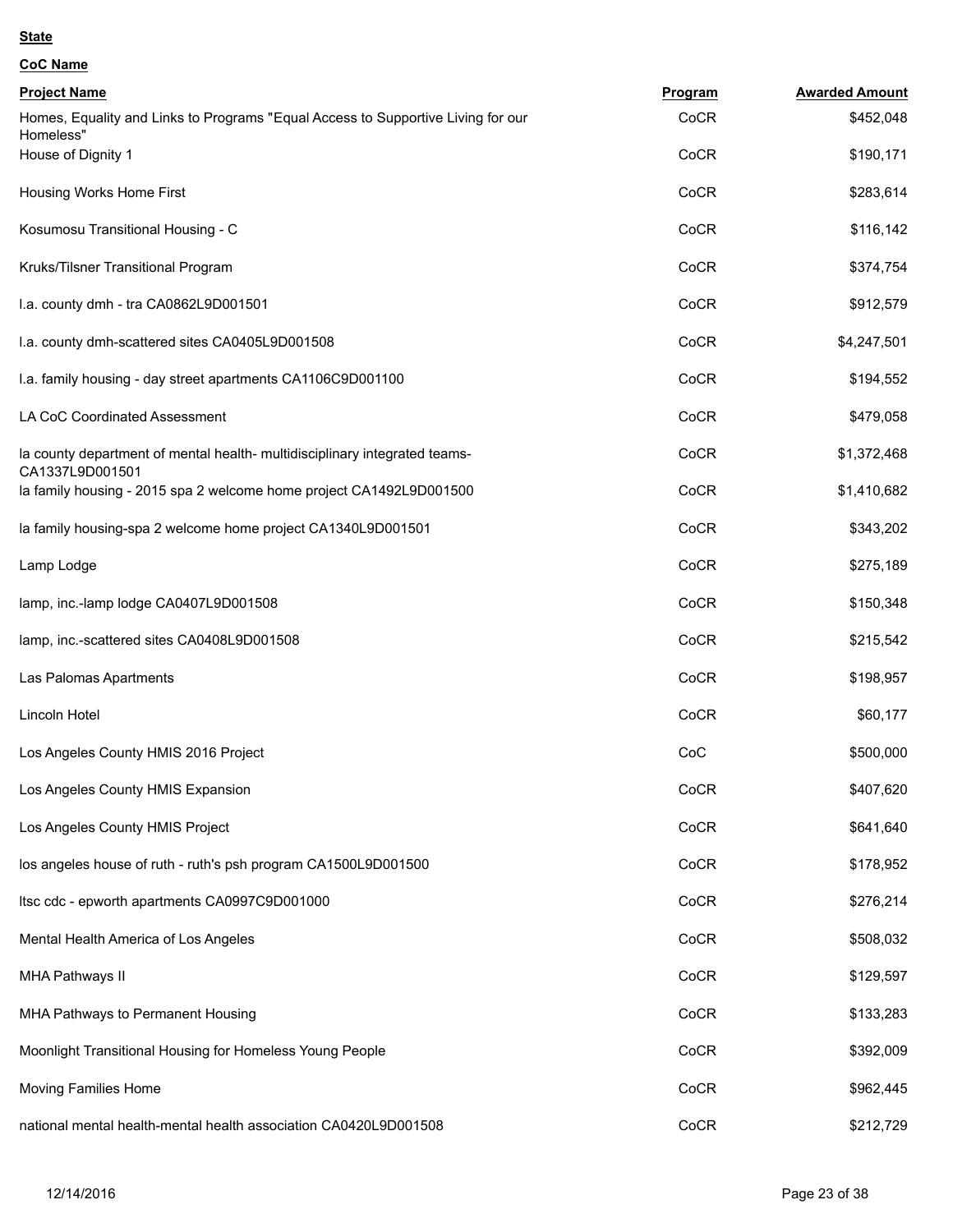**State**

**CoC Name**

| Project Name | Program | Awarded Amount |
|---|---|---|
| Homes, Equality and Links to Programs "Equal Access to Supportive Living for our Homeless" | CoCR | $452,048 |
| House of Dignity 1 | CoCR | $190,171 |
| Housing Works Home First | CoCR | $283,614 |
| Kosumosu Transitional Housing - C | CoCR | $116,142 |
| Kruks/Tilsner Transitional Program | CoCR | $374,754 |
| l.a. county dmh - tra CA0862L9D001501 | CoCR | $912,579 |
| l.a. county dmh-scattered sites CA0405L9D001508 | CoCR | $4,247,501 |
| l.a. family housing - day street apartments CA1106C9D001100 | CoCR | $194,552 |
| LA CoC Coordinated Assessment | CoCR | $479,058 |
| la county department of mental health- multidisciplinary integrated teams-CA1337L9D001501 | CoCR | $1,372,468 |
| la family housing - 2015 spa 2 welcome home project CA1492L9D001500 | CoCR | $1,410,682 |
| la family housing-spa 2 welcome home project CA1340L9D001501 | CoCR | $343,202 |
| Lamp Lodge | CoCR | $275,189 |
| lamp, inc.-lamp lodge CA0407L9D001508 | CoCR | $150,348 |
| lamp, inc.-scattered sites CA0408L9D001508 | CoCR | $215,542 |
| Las Palomas Apartments | CoCR | $198,957 |
| Lincoln Hotel | CoCR | $60,177 |
| Los Angeles County HMIS 2016 Project | CoC | $500,000 |
| Los Angeles County HMIS Expansion | CoCR | $407,620 |
| Los Angeles County HMIS Project | CoCR | $641,640 |
| los angeles house of ruth - ruth's psh program CA1500L9D001500 | CoCR | $178,952 |
| ltsc cdc - epworth apartments CA0997C9D001000 | CoCR | $276,214 |
| Mental Health America of Los Angeles | CoCR | $508,032 |
| MHA Pathways II | CoCR | $129,597 |
| MHA Pathways to Permanent Housing | CoCR | $133,283 |
| Moonlight Transitional Housing for Homeless Young People | CoCR | $392,009 |
| Moving Families Home | CoCR | $962,445 |
| national mental health-mental health association CA0420L9D001508 | CoCR | $212,729 |

12/14/2016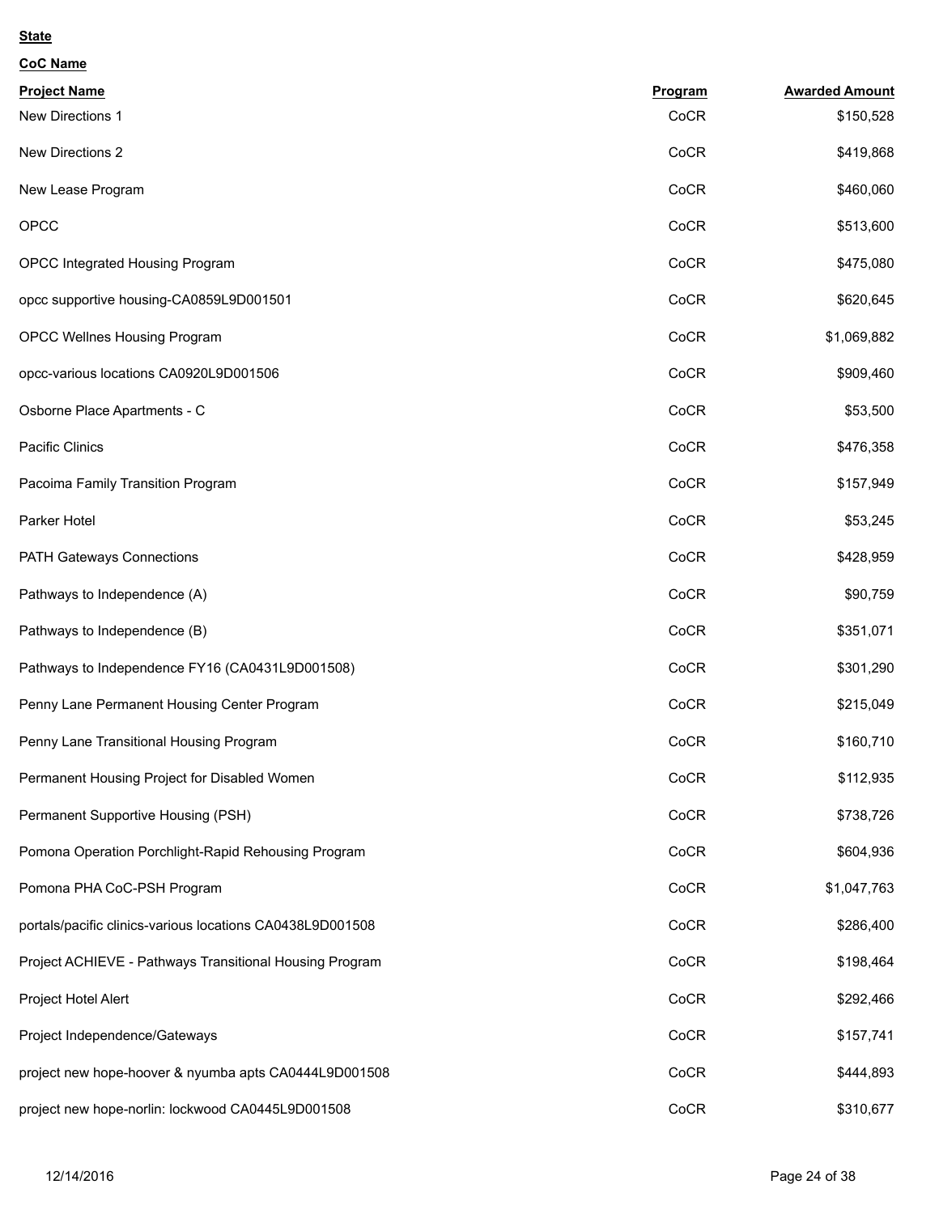**State**

**CoC Name**

| Project Name | Program | Awarded Amount |
|---|---|---|
| New Directions 1 | CoCR | $150,528 |
| New Directions 2 | CoCR | $419,868 |
| New Lease Program | CoCR | $460,060 |
| OPCC | CoCR | $513,600 |
| OPCC Integrated Housing Program | CoCR | $475,080 |
| opcc supportive housing-CA0859L9D001501 | CoCR | $620,645 |
| OPCC Wellnes Housing Program | CoCR | $1,069,882 |
| opcc-various locations CA0920L9D001506 | CoCR | $909,460 |
| Osborne Place Apartments - C | CoCR | $53,500 |
| Pacific Clinics | CoCR | $476,358 |
| Pacoima Family Transition Program | CoCR | $157,949 |
| Parker Hotel | CoCR | $53,245 |
| PATH Gateways Connections | CoCR | $428,959 |
| Pathways to Independence (A) | CoCR | $90,759 |
| Pathways to Independence (B) | CoCR | $351,071 |
| Pathways to Independence FY16 (CA0431L9D001508) | CoCR | $301,290 |
| Penny Lane Permanent Housing Center Program | CoCR | $215,049 |
| Penny Lane Transitional Housing Program | CoCR | $160,710 |
| Permanent Housing Project for Disabled Women | CoCR | $112,935 |
| Permanent Supportive Housing (PSH) | CoCR | $738,726 |
| Pomona Operation Porchlight-Rapid Rehousing Program | CoCR | $604,936 |
| Pomona PHA CoC-PSH Program | CoCR | $1,047,763 |
| portals/pacific clinics-various locations CA0438L9D001508 | CoCR | $286,400 |
| Project ACHIEVE - Pathways Transitional Housing Program | CoCR | $198,464 |
| Project Hotel Alert | CoCR | $292,466 |
| Project Independence/Gateways | CoCR | $157,741 |
| project new hope-hoover & nyumba apts CA0444L9D001508 | CoCR | $444,893 |
| project new hope-norlin: lockwood CA0445L9D001508 | CoCR | $310,677 |

12/14/2016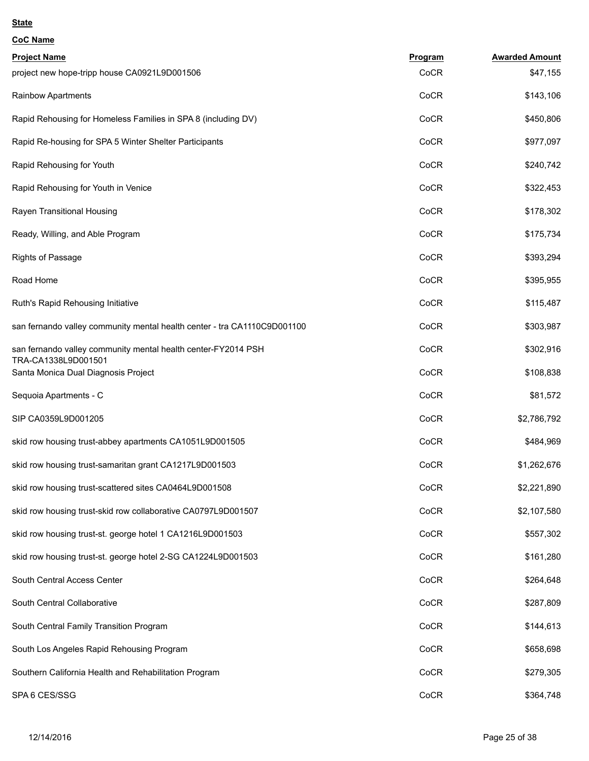**State**

**CoC Name**

| Project Name | Program | Awarded Amount |
|---|---|---|
| project new hope-tripp house CA0921L9D001506 | CoCR | $47,155 |
| Rainbow Apartments | CoCR | $143,106 |
| Rapid Rehousing for Homeless Families in SPA 8 (including DV) | CoCR | $450,806 |
| Rapid Re-housing for SPA 5 Winter Shelter Participants | CoCR | $977,097 |
| Rapid Rehousing for Youth | CoCR | $240,742 |
| Rapid Rehousing for Youth in Venice | CoCR | $322,453 |
| Rayen Transitional Housing | CoCR | $178,302 |
| Ready, Willing, and Able Program | CoCR | $175,734 |
| Rights of Passage | CoCR | $393,294 |
| Road Home | CoCR | $395,955 |
| Ruth's Rapid Rehousing Initiative | CoCR | $115,487 |
| san fernando valley community mental health center - tra CA1110C9D001100 | CoCR | $303,987 |
| san fernando valley community mental health center-FY2014 PSH TRA-CA1338L9D001501 | CoCR | $302,916 |
| Santa Monica Dual Diagnosis Project | CoCR | $108,838 |
| Sequoia Apartments - C | CoCR | $81,572 |
| SIP CA0359L9D001205 | CoCR | $2,786,792 |
| skid row housing trust-abbey apartments CA1051L9D001505 | CoCR | $484,969 |
| skid row housing trust-samaritan grant CA1217L9D001503 | CoCR | $1,262,676 |
| skid row housing trust-scattered sites CA0464L9D001508 | CoCR | $2,221,890 |
| skid row housing trust-skid row collaborative CA0797L9D001507 | CoCR | $2,107,580 |
| skid row housing trust-st. george hotel 1 CA1216L9D001503 | CoCR | $557,302 |
| skid row housing trust-st. george hotel 2-SG CA1224L9D001503 | CoCR | $161,280 |
| South Central Access Center | CoCR | $264,648 |
| South Central Collaborative | CoCR | $287,809 |
| South Central Family Transition Program | CoCR | $144,613 |
| South Los Angeles Rapid Rehousing Program | CoCR | $658,698 |
| Southern California Health and Rehabilitation Program | CoCR | $279,305 |
| SPA 6 CES/SSG | CoCR | $364,748 |

12/14/2016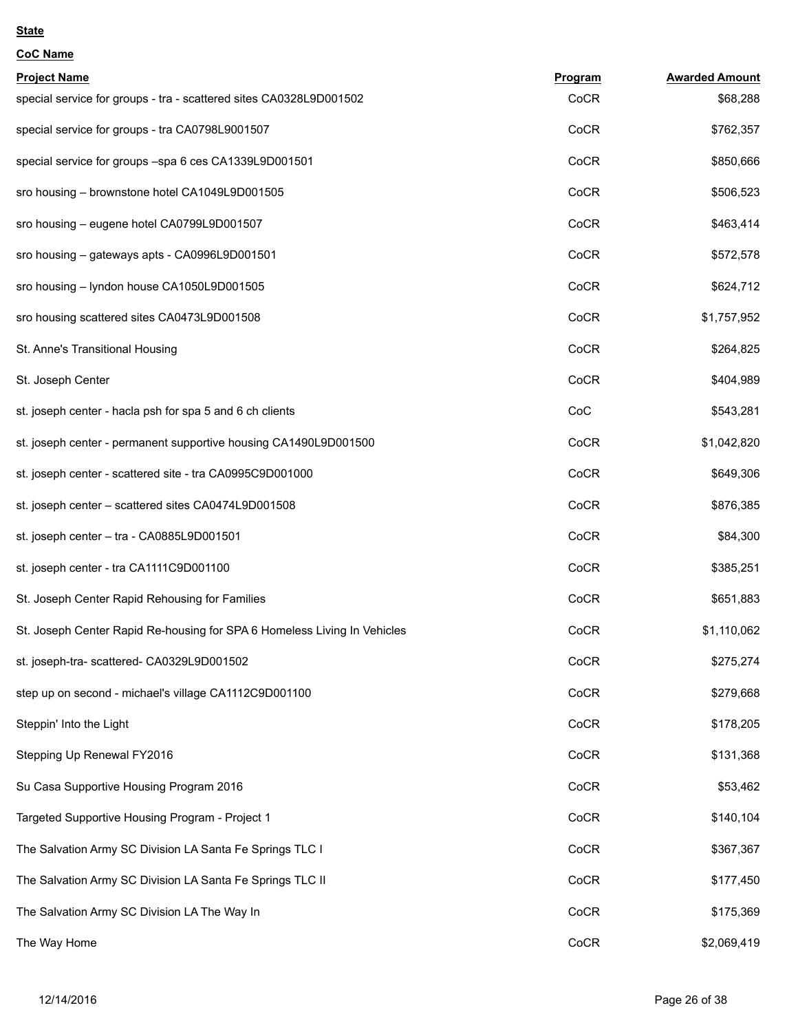**State**

**CoC Name**

| Project Name | Program | Awarded Amount |
|---|---|---|
| special service for groups - tra - scattered sites CA0328L9D001502 | CoCR | $68,288 |
| special service for groups - tra CA0798L9001507 | CoCR | $762,357 |
| special service for groups –spa 6 ces CA1339L9D001501 | CoCR | $850,666 |
| sro housing – brownstone hotel CA1049L9D001505 | CoCR | $506,523 |
| sro housing – eugene hotel CA0799L9D001507 | CoCR | $463,414 |
| sro housing – gateways apts - CA0996L9D001501 | CoCR | $572,578 |
| sro housing – lyndon house CA1050L9D001505 | CoCR | $624,712 |
| sro housing scattered sites CA0473L9D001508 | CoCR | $1,757,952 |
| St. Anne's Transitional Housing | CoCR | $264,825 |
| St. Joseph Center | CoCR | $404,989 |
| st. joseph center - hacla psh for spa 5 and 6 ch clients | CoC | $543,281 |
| st. joseph center - permanent supportive housing CA1490L9D001500 | CoCR | $1,042,820 |
| st. joseph center - scattered site - tra CA0995C9D001000 | CoCR | $649,306 |
| st. joseph center – scattered sites CA0474L9D001508 | CoCR | $876,385 |
| st. joseph center – tra - CA0885L9D001501 | CoCR | $84,300 |
| st. joseph center - tra CA1111C9D001100 | CoCR | $385,251 |
| St. Joseph Center Rapid Rehousing for Families | CoCR | $651,883 |
| St. Joseph Center Rapid Re-housing for SPA 6 Homeless Living In Vehicles | CoCR | $1,110,062 |
| st. joseph-tra- scattered- CA0329L9D001502 | CoCR | $275,274 |
| step up on second - michael's village CA1112C9D001100 | CoCR | $279,668 |
| Steppin' Into the Light | CoCR | $178,205 |
| Stepping Up Renewal FY2016 | CoCR | $131,368 |
| Su Casa Supportive Housing Program 2016 | CoCR | $53,462 |
| Targeted Supportive Housing Program - Project 1 | CoCR | $140,104 |
| The Salvation Army SC Division LA Santa Fe Springs TLC I | CoCR | $367,367 |
| The Salvation Army SC Division LA Santa Fe Springs TLC II | CoCR | $177,450 |
| The Salvation Army SC Division LA The Way In | CoCR | $175,369 |
| The Way Home | CoCR | $2,069,419 |

12/14/2016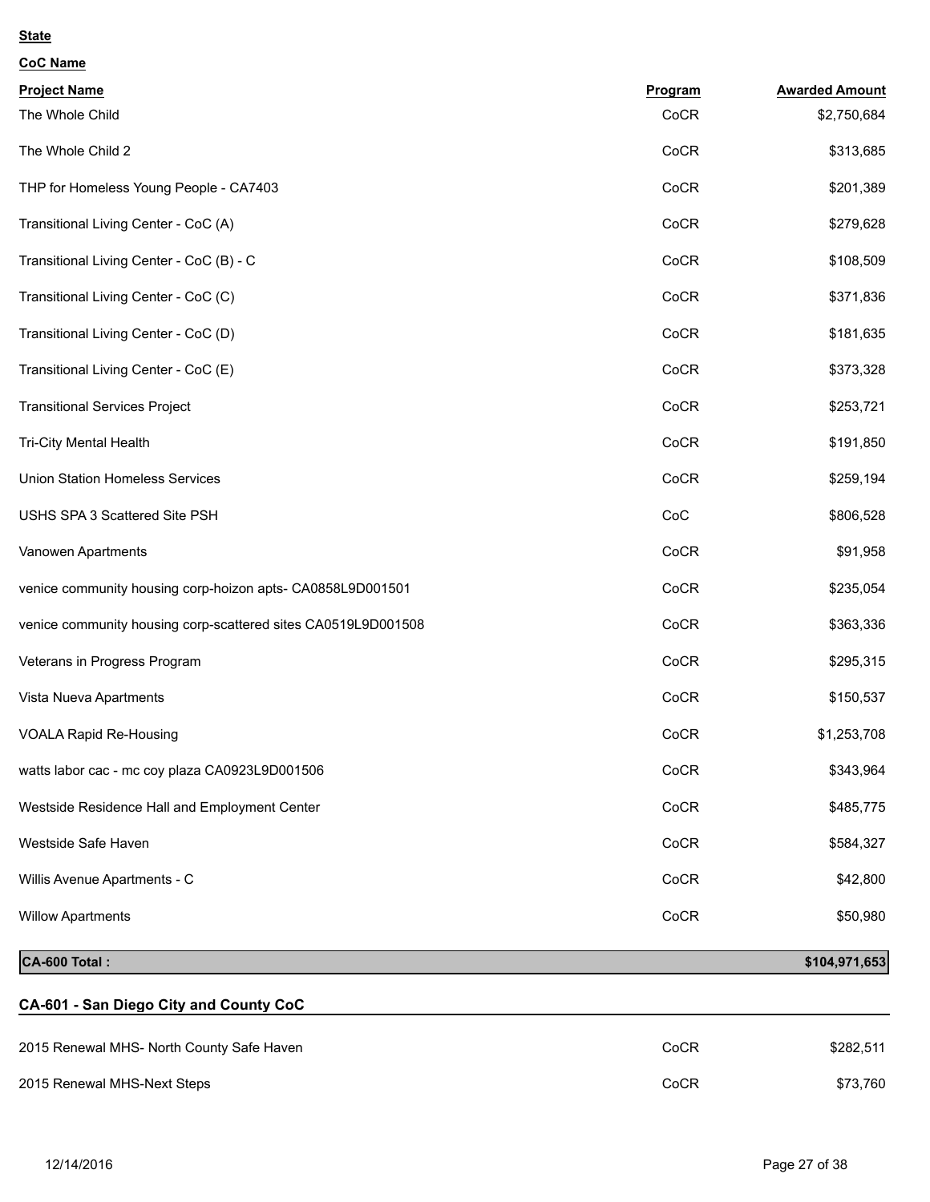**State**

**CoC Name**

| Project Name | Program | Awarded Amount |
|---|---|---|
| The Whole Child | CoCR | $2,750,684 |
| The Whole Child 2 | CoCR | $313,685 |
| THP for Homeless Young People - CA7403 | CoCR | $201,389 |
| Transitional Living Center - CoC (A) | CoCR | $279,628 |
| Transitional Living Center - CoC (B) - C | CoCR | $108,509 |
| Transitional Living Center - CoC (C) | CoCR | $371,836 |
| Transitional Living Center - CoC (D) | CoCR | $181,635 |
| Transitional Living Center - CoC (E) | CoCR | $373,328 |
| Transitional Services Project | CoCR | $253,721 |
| Tri-City Mental Health | CoCR | $191,850 |
| Union Station Homeless Services | CoCR | $259,194 |
| USHS SPA 3 Scattered Site PSH | CoC | $806,528 |
| Vanowen Apartments | CoCR | $91,958 |
| venice community housing corp-hoizon apts- CA0858L9D001501 | CoCR | $235,054 |
| venice community housing corp-scattered sites CA0519L9D001508 | CoCR | $363,336 |
| Veterans in Progress Program | CoCR | $295,315 |
| Vista Nueva Apartments | CoCR | $150,537 |
| VOALA Rapid Re-Housing | CoCR | $1,253,708 |
| watts labor cac - mc coy plaza CA0923L9D001506 | CoCR | $343,964 |
| Westside Residence Hall and Employment Center | CoCR | $485,775 |
| Westside Safe Haven | CoCR | $584,327 |
| Willis Avenue Apartments - C | CoCR | $42,800 |
| Willow Apartments | CoCR | $50,980 |
| **CA-600 Total :** | | **$104,971,653** |

## CA-601 - San Diego City and County CoC

| Project Name | Program | Awarded Amount |
|---|---|---|
| 2015 Renewal MHS- North County Safe Haven | CoCR | $282,511 |
| 2015 Renewal MHS-Next Steps | CoCR | $73,760 |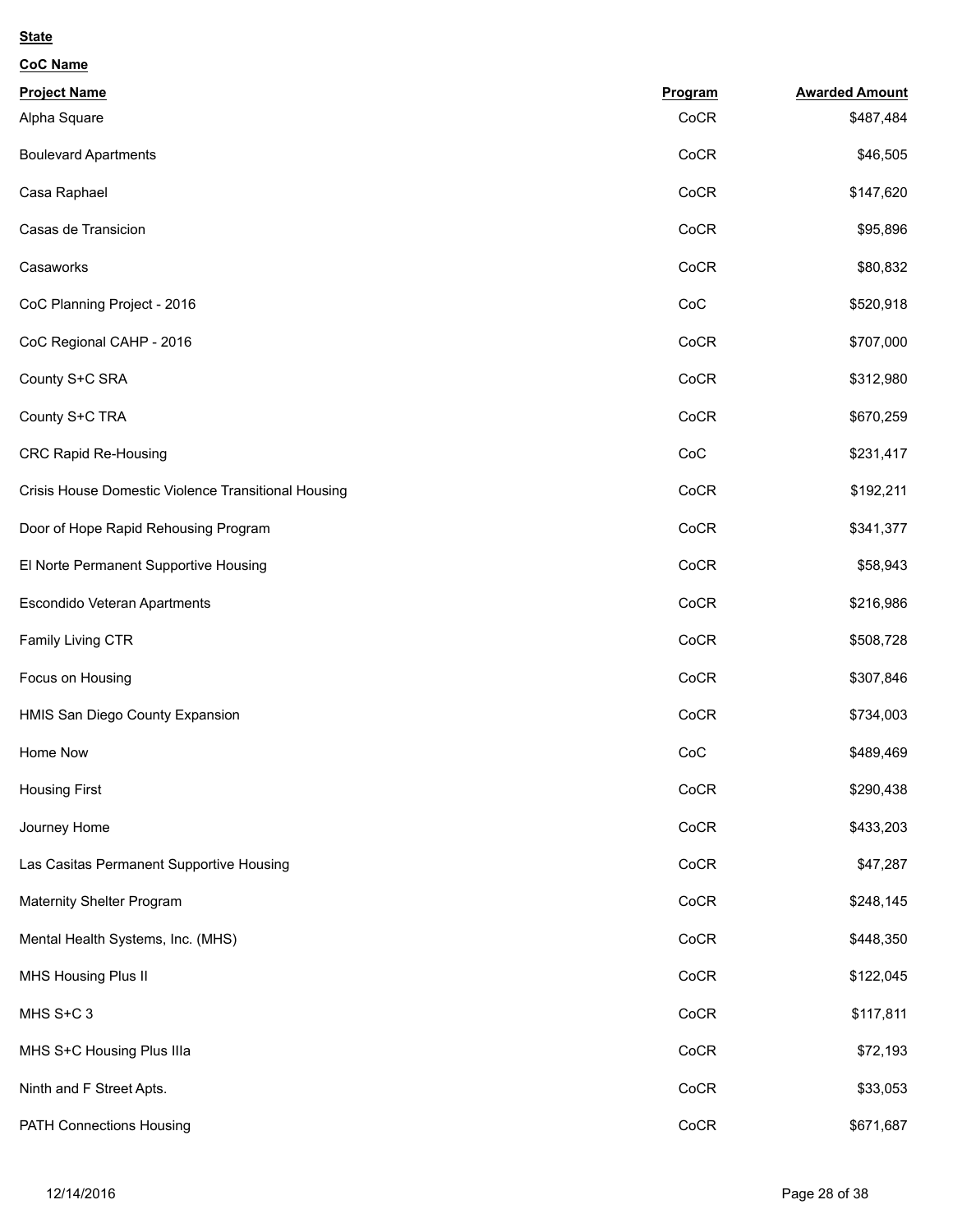**State**

**CoC Name**

| Project Name | Program | Awarded Amount |
| --- | --- | --- |
| Alpha Square | CoCR | $487,484 |
| Boulevard Apartments | CoCR | $46,505 |
| Casa Raphael | CoCR | $147,620 |
| Casas de Transicion | CoCR | $95,896 |
| Casaworks | CoCR | $80,832 |
| CoC Planning Project - 2016 | CoC | $520,918 |
| CoC Regional CAHP - 2016 | CoCR | $707,000 |
| County S+C SRA | CoCR | $312,980 |
| County S+C TRA | CoCR | $670,259 |
| CRC Rapid Re-Housing | CoC | $231,417 |
| Crisis House Domestic Violence Transitional Housing | CoCR | $192,211 |
| Door of Hope Rapid Rehousing Program | CoCR | $341,377 |
| El Norte Permanent Supportive Housing | CoCR | $58,943 |
| Escondido Veteran Apartments | CoCR | $216,986 |
| Family Living CTR | CoCR | $508,728 |
| Focus on Housing | CoCR | $307,846 |
| HMIS San Diego County Expansion | CoCR | $734,003 |
| Home Now | CoC | $489,469 |
| Housing First | CoCR | $290,438 |
| Journey Home | CoCR | $433,203 |
| Las Casitas Permanent Supportive Housing | CoCR | $47,287 |
| Maternity Shelter Program | CoCR | $248,145 |
| Mental Health Systems, Inc. (MHS) | CoCR | $448,350 |
| MHS Housing Plus II | CoCR | $122,045 |
| MHS S+C 3 | CoCR | $117,811 |
| MHS S+C Housing Plus IIIa | CoCR | $72,193 |
| Ninth and F Street Apts. | CoCR | $33,053 |
| PATH Connections Housing | CoCR | $671,687 |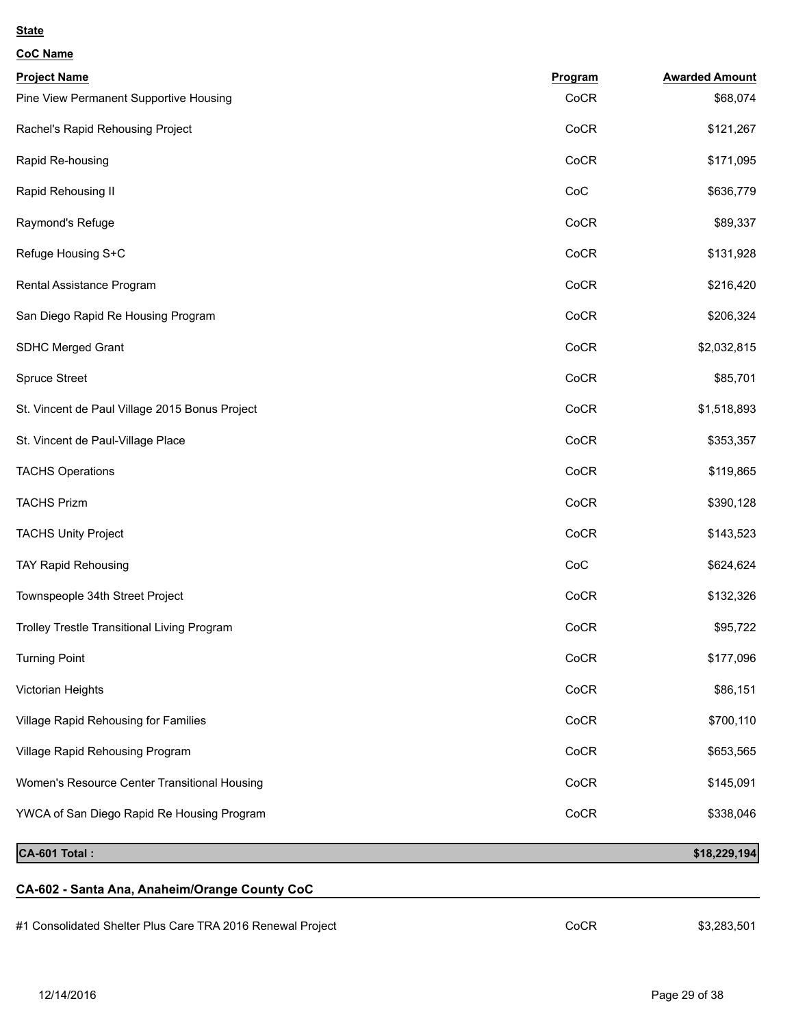**State**

**CoC Name**

| Project Name | Program | Awarded Amount |
|---|---|---|
| Pine View Permanent Supportive Housing | CoCR | $68,074 |
| Rachel's Rapid Rehousing Project | CoCR | $121,267 |
| Rapid Re-housing | CoCR | $171,095 |
| Rapid Rehousing II | CoC | $636,779 |
| Raymond's Refuge | CoCR | $89,337 |
| Refuge Housing S+C | CoCR | $131,928 |
| Rental Assistance Program | CoCR | $216,420 |
| San Diego Rapid Re Housing Program | CoCR | $206,324 |
| SDHC Merged Grant | CoCR | $2,032,815 |
| Spruce Street | CoCR | $85,701 |
| St. Vincent de Paul Village 2015 Bonus Project | CoCR | $1,518,893 |
| St. Vincent de Paul-Village Place | CoCR | $353,357 |
| TACHS Operations | CoCR | $119,865 |
| TACHS Prizm | CoCR | $390,128 |
| TACHS Unity Project | CoCR | $143,523 |
| TAY Rapid Rehousing | CoC | $624,624 |
| Townspeople 34th Street Project | CoCR | $132,326 |
| Trolley Trestle Transitional Living Program | CoCR | $95,722 |
| Turning Point | CoCR | $177,096 |
| Victorian Heights | CoCR | $86,151 |
| Village Rapid Rehousing for Families | CoCR | $700,110 |
| Village Rapid Rehousing Program | CoCR | $653,565 |
| Women's Resource Center Transitional Housing | CoCR | $145,091 |
| YWCA of San Diego Rapid Re Housing Program | CoCR | $338,046 |
| **CA-601 Total :** | | **$18,229,194** |

**CA-602 - Santa Ana, Anaheim/Orange County CoC**

| Project Name | Program | Awarded Amount |
|---|---|---|
| #1 Consolidated Shelter Plus Care TRA 2016 Renewal Project | CoCR | $3,283,501 |

12/14/2016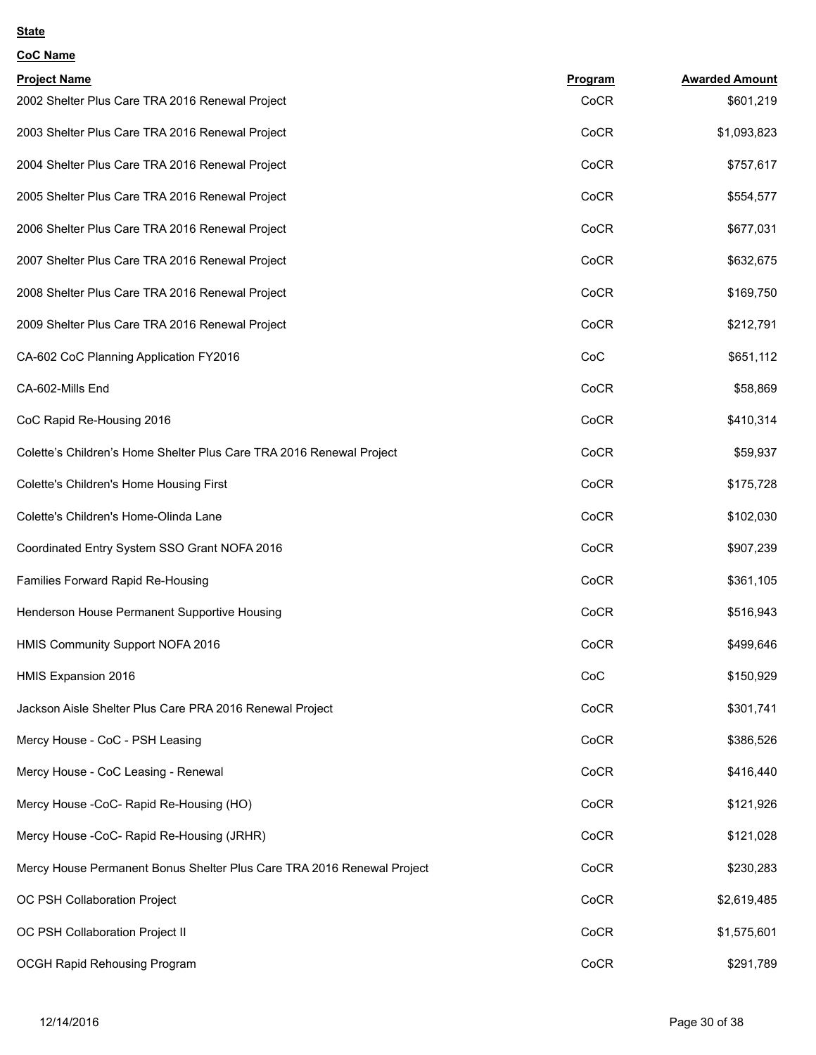**State**

**CoC Name**

| Project Name | Program | Awarded Amount |
|---|---|---|
| 2002 Shelter Plus Care TRA 2016 Renewal Project | CoCR | $601,219 |
| 2003 Shelter Plus Care TRA 2016 Renewal Project | CoCR | $1,093,823 |
| 2004 Shelter Plus Care TRA 2016 Renewal Project | CoCR | $757,617 |
| 2005 Shelter Plus Care TRA 2016 Renewal Project | CoCR | $554,577 |
| 2006 Shelter Plus Care TRA 2016 Renewal Project | CoCR | $677,031 |
| 2007 Shelter Plus Care TRA 2016 Renewal Project | CoCR | $632,675 |
| 2008 Shelter Plus Care TRA 2016 Renewal Project | CoCR | $169,750 |
| 2009 Shelter Plus Care TRA 2016 Renewal Project | CoCR | $212,791 |
| CA-602 CoC Planning Application FY2016 | CoC | $651,112 |
| CA-602-Mills End | CoCR | $58,869 |
| CoC Rapid Re-Housing 2016 | CoCR | $410,314 |
| Colette’s Children’s Home Shelter Plus Care TRA 2016 Renewal Project | CoCR | $59,937 |
| Colette's Children's Home Housing First | CoCR | $175,728 |
| Colette's Children's Home-Olinda Lane | CoCR | $102,030 |
| Coordinated Entry System SSO Grant NOFA 2016 | CoCR | $907,239 |
| Families Forward Rapid Re-Housing | CoCR | $361,105 |
| Henderson House Permanent Supportive Housing | CoCR | $516,943 |
| HMIS Community Support NOFA 2016 | CoCR | $499,646 |
| HMIS Expansion 2016 | CoC | $150,929 |
| Jackson Aisle Shelter Plus Care PRA 2016 Renewal Project | CoCR | $301,741 |
| Mercy House - CoC - PSH Leasing | CoCR | $386,526 |
| Mercy House - CoC Leasing - Renewal | CoCR | $416,440 |
| Mercy House -CoC- Rapid Re-Housing (HO) | CoCR | $121,926 |
| Mercy House -CoC- Rapid Re-Housing (JRHR) | CoCR | $121,028 |
| Mercy House Permanent Bonus Shelter Plus Care TRA 2016 Renewal Project | CoCR | $230,283 |
| OC PSH Collaboration Project | CoCR | $2,619,485 |
| OC PSH Collaboration Project II | CoCR | $1,575,601 |
| OCGH Rapid Rehousing Program | CoCR | $291,789 |

12/14/2016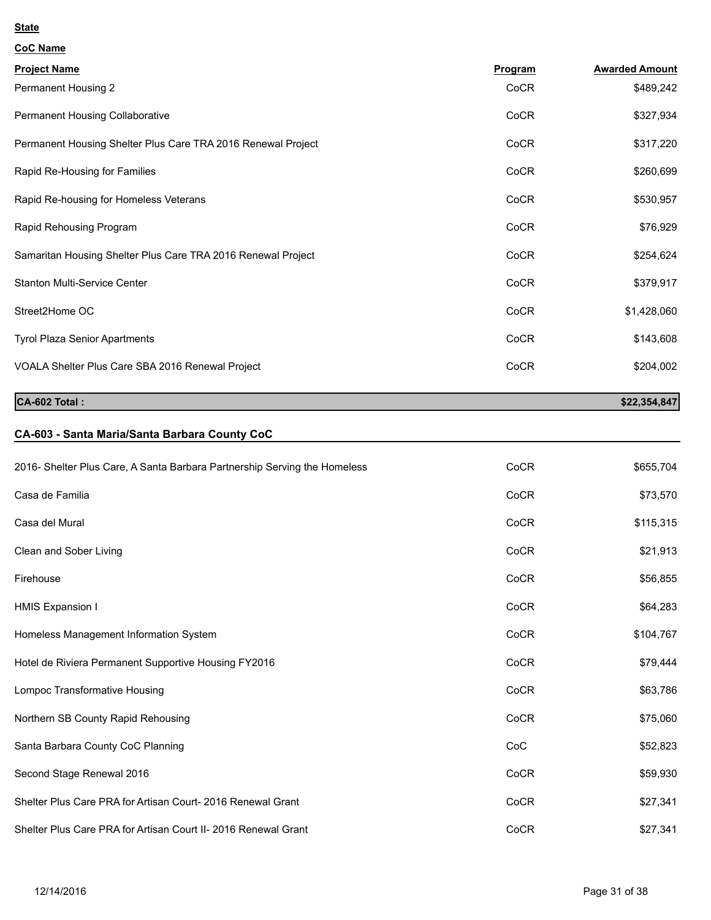**State**

**CoC Name**

| Project Name | Program | Awarded Amount |
|---|---|---|
| Permanent Housing 2 | CoCR | $489,242 |
| Permanent Housing Collaborative | CoCR | $327,934 |
| Permanent Housing Shelter Plus Care TRA 2016 Renewal Project | CoCR | $317,220 |
| Rapid Re-Housing for Families | CoCR | $260,699 |
| Rapid Re-housing for Homeless Veterans | CoCR | $530,957 |
| Rapid Rehousing Program | CoCR | $76,929 |
| Samaritan Housing Shelter Plus Care TRA 2016 Renewal Project | CoCR | $254,624 |
| Stanton Multi-Service Center | CoCR | $379,917 |
| Street2Home OC | CoCR | $1,428,060 |
| Tyrol Plaza Senior Apartments | CoCR | $143,608 |
| VOALA Shelter Plus Care SBA 2016 Renewal Project | CoCR | $204,002 |
| **CA-602 Total :** | | **$22,354,847** |

### CA-603 - Santa Maria/Santa Barbara County CoC

| Project Name | Program | Awarded Amount |
|---|---|---|
| 2016- Shelter Plus Care, A Santa Barbara Partnership Serving the Homeless | CoCR | $655,704 |
| Casa de Familia | CoCR | $73,570 |
| Casa del Mural | CoCR | $115,315 |
| Clean and Sober Living | CoCR | $21,913 |
| Firehouse | CoCR | $56,855 |
| HMIS Expansion I | CoCR | $64,283 |
| Homeless Management Information System | CoCR | $104,767 |
| Hotel de Riviera Permanent Supportive Housing FY2016 | CoCR | $79,444 |
| Lompoc Transformative Housing | CoCR | $63,786 |
| Northern SB County Rapid Rehousing | CoCR | $75,060 |
| Santa Barbara County CoC Planning | CoC | $52,823 |
| Second Stage Renewal 2016 | CoCR | $59,930 |
| Shelter Plus Care PRA for Artisan Court- 2016 Renewal Grant | CoCR | $27,341 |
| Shelter Plus Care PRA for Artisan Court II- 2016 Renewal Grant | CoCR | $27,341 |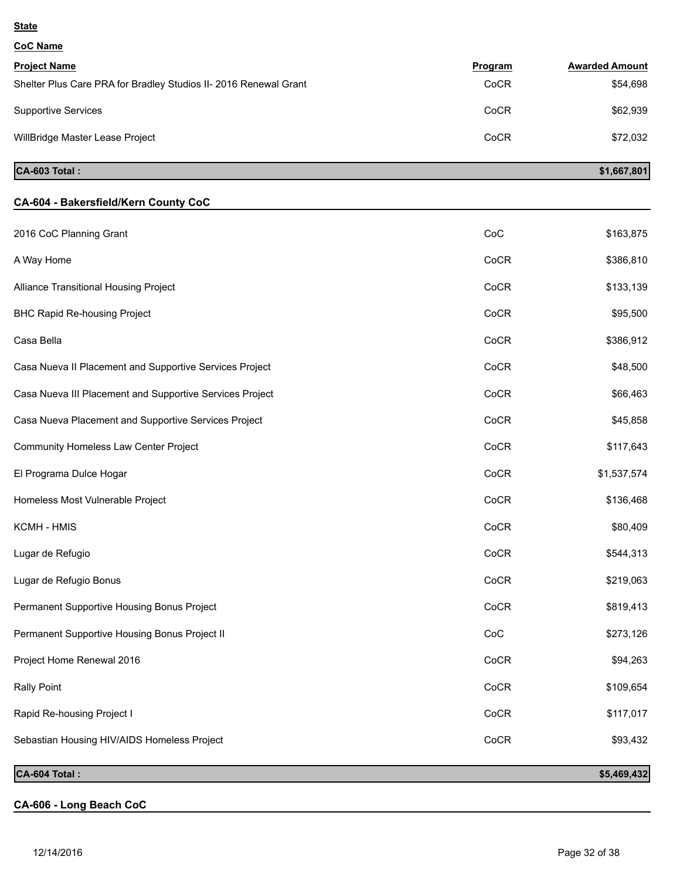**State**

**CoC Name**

| Project Name | Program | Awarded Amount |
|---|---|---|
| Shelter Plus Care PRA for Bradley Studios II- 2016 Renewal Grant | CoCR | $54,698 |
| Supportive Services | CoCR | $62,939 |
| WillBridge Master Lease Project | CoCR | $72,032 |
| **CA-603 Total :** | | **$1,667,801** |

## CA-604 - Bakersfield/Kern County CoC

| Project Name | Program | Awarded Amount |
|---|---|---|
| 2016 CoC Planning Grant | CoC | $163,875 |
| A Way Home | CoCR | $386,810 |
| Alliance Transitional Housing Project | CoCR | $133,139 |
| BHC Rapid Re-housing Project | CoCR | $95,500 |
| Casa Bella | CoCR | $386,912 |
| Casa Nueva II Placement and Supportive Services Project | CoCR | $48,500 |
| Casa Nueva III Placement and Supportive Services Project | CoCR | $66,463 |
| Casa Nueva Placement and Supportive Services Project | CoCR | $45,858 |
| Community Homeless Law Center Project | CoCR | $117,643 |
| El Programa Dulce Hogar | CoCR | $1,537,574 |
| Homeless Most Vulnerable Project | CoCR | $136,468 |
| KCMH - HMIS | CoCR | $80,409 |
| Lugar de Refugio | CoCR | $544,313 |
| Lugar de Refugio Bonus | CoCR | $219,063 |
| Permanent Supportive Housing Bonus Project | CoCR | $819,413 |
| Permanent Supportive Housing Bonus Project II | CoC | $273,126 |
| Project Home Renewal 2016 | CoCR | $94,263 |
| Rally Point | CoCR | $109,654 |
| Rapid Re-housing Project I | CoCR | $117,017 |
| Sebastian Housing HIV/AIDS Homeless Project | CoCR | $93,432 |
| **CA-604 Total :** | | **$5,469,432** |

## CA-606 - Long Beach CoC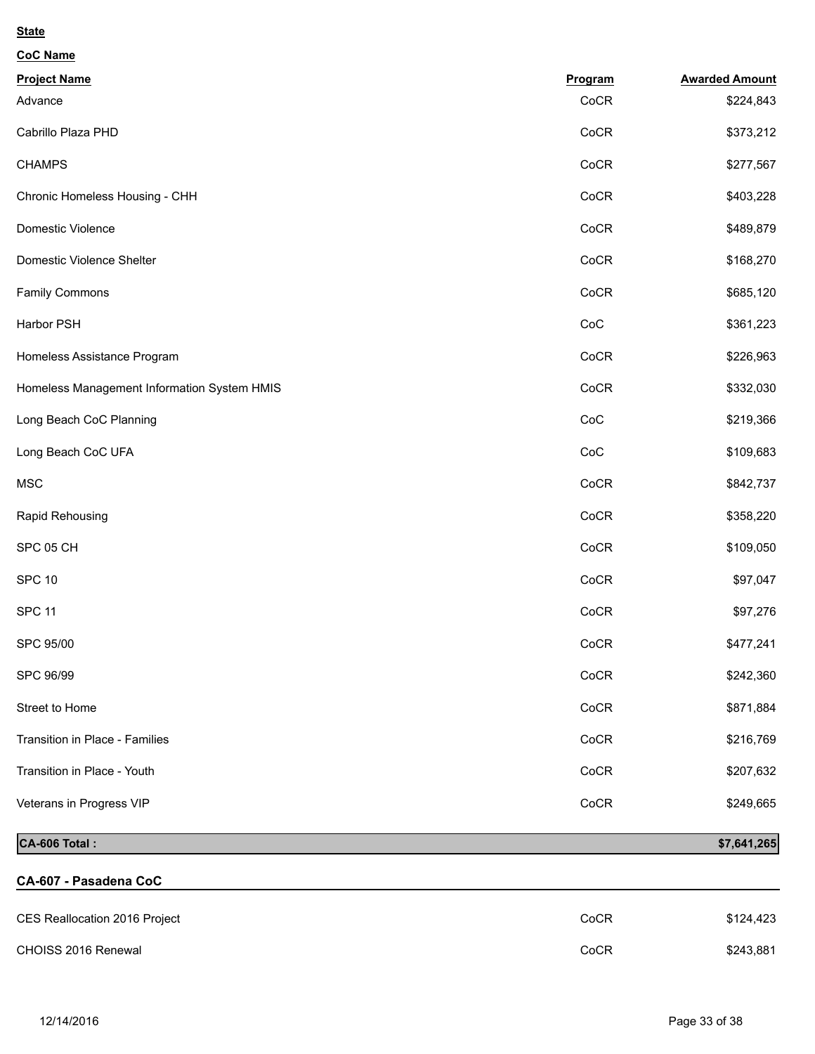**State**

**CoC Name**

| Project Name | Program | Awarded Amount |
|---|---|---|
| Advance | CoCR | $224,843 |
| Cabrillo Plaza PHD | CoCR | $373,212 |
| CHAMPS | CoCR | $277,567 |
| Chronic Homeless Housing - CHH | CoCR | $403,228 |
| Domestic Violence | CoCR | $489,879 |
| Domestic Violence Shelter | CoCR | $168,270 |
| Family Commons | CoCR | $685,120 |
| Harbor PSH | CoC | $361,223 |
| Homeless Assistance Program | CoCR | $226,963 |
| Homeless Management Information System HMIS | CoCR | $332,030 |
| Long Beach CoC Planning | CoC | $219,366 |
| Long Beach CoC UFA | CoC | $109,683 |
| MSC | CoCR | $842,737 |
| Rapid Rehousing | CoCR | $358,220 |
| SPC 05 CH | CoCR | $109,050 |
| SPC 10 | CoCR | $97,047 |
| SPC 11 | CoCR | $97,276 |
| SPC 95/00 | CoCR | $477,241 |
| SPC 96/99 | CoCR | $242,360 |
| Street to Home | CoCR | $871,884 |
| Transition in Place - Families | CoCR | $216,769 |
| Transition in Place - Youth | CoCR | $207,632 |
| Veterans in Progress VIP | CoCR | $249,665 |
| **CA-606 Total :** | | **$7,641,265** |

**CA-607 - Pasadena CoC**

| Project Name | Program | Awarded Amount |
|---|---|---|
| CES Reallocation 2016 Project | CoCR | $124,423 |
| CHOISS 2016 Renewal | CoCR | $243,881 |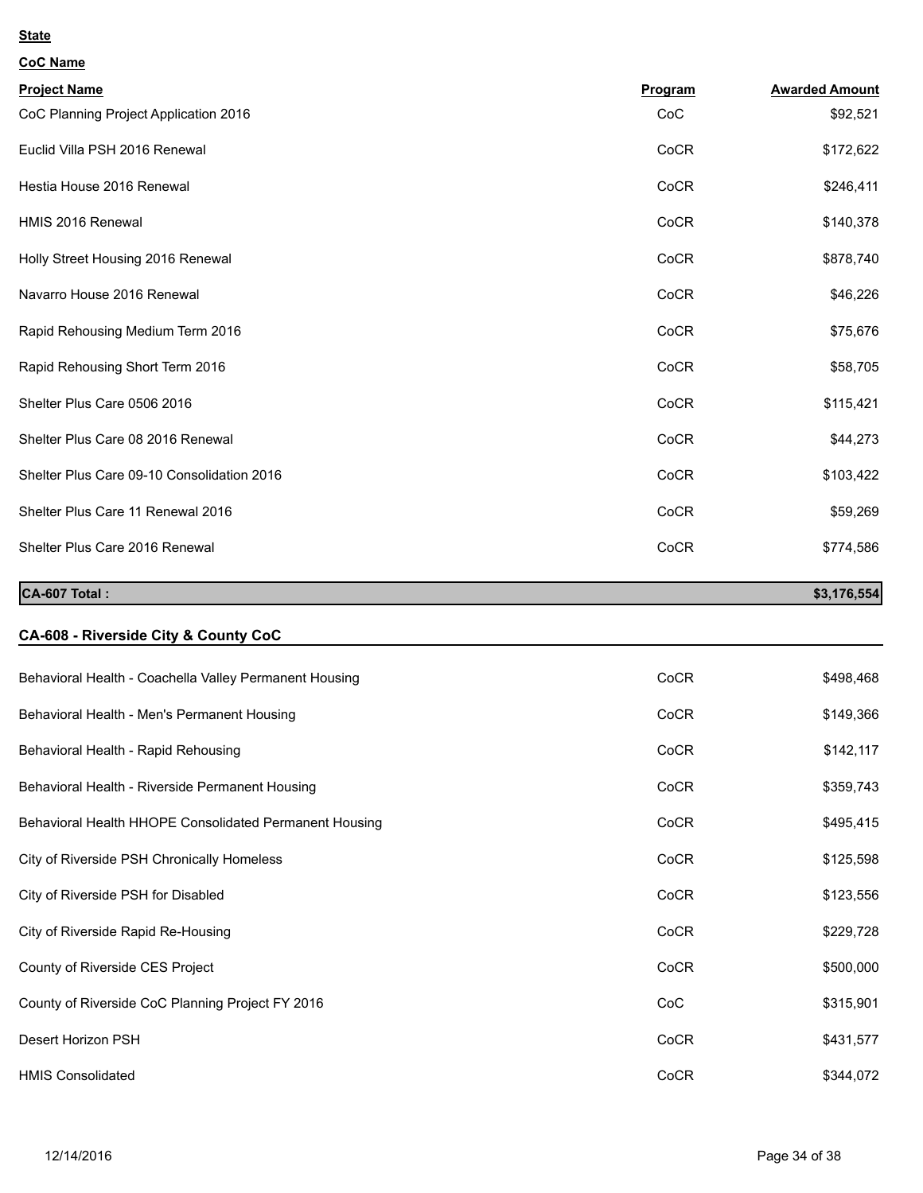**State**

**CoC Name**

| Project Name | Program | Awarded Amount |
|---|---|---|
| CoC Planning Project Application 2016 | CoC | $92,521 |
| Euclid Villa PSH 2016 Renewal | CoCR | $172,622 |
| Hestia House 2016 Renewal | CoCR | $246,411 |
| HMIS 2016 Renewal | CoCR | $140,378 |
| Holly Street Housing 2016 Renewal | CoCR | $878,740 |
| Navarro House 2016 Renewal | CoCR | $46,226 |
| Rapid Rehousing Medium Term 2016 | CoCR | $75,676 |
| Rapid Rehousing Short Term 2016 | CoCR | $58,705 |
| Shelter Plus Care 0506 2016 | CoCR | $115,421 |
| Shelter Plus Care 08 2016 Renewal | CoCR | $44,273 |
| Shelter Plus Care 09-10 Consolidation 2016 | CoCR | $103,422 |
| Shelter Plus Care 11 Renewal 2016 | CoCR | $59,269 |
| Shelter Plus Care 2016 Renewal | CoCR | $774,586 |
| **CA-607 Total :** | | **$3,176,554** |

**CA-608 - Riverside City & County CoC**

| Project Name | Program | Awarded Amount |
|---|---|---|
| Behavioral Health - Coachella Valley Permanent Housing | CoCR | $498,468 |
| Behavioral Health - Men's Permanent Housing | CoCR | $149,366 |
| Behavioral Health - Rapid Rehousing | CoCR | $142,117 |
| Behavioral Health - Riverside Permanent Housing | CoCR | $359,743 |
| Behavioral Health HHOPE Consolidated Permanent Housing | CoCR | $495,415 |
| City of Riverside PSH Chronically Homeless | CoCR | $125,598 |
| City of Riverside PSH for Disabled | CoCR | $123,556 |
| City of Riverside Rapid Re-Housing | CoCR | $229,728 |
| County of Riverside CES Project | CoCR | $500,000 |
| County of Riverside CoC Planning Project FY 2016 | CoC | $315,901 |
| Desert Horizon PSH | CoCR | $431,577 |
| HMIS Consolidated | CoCR | $344,072 |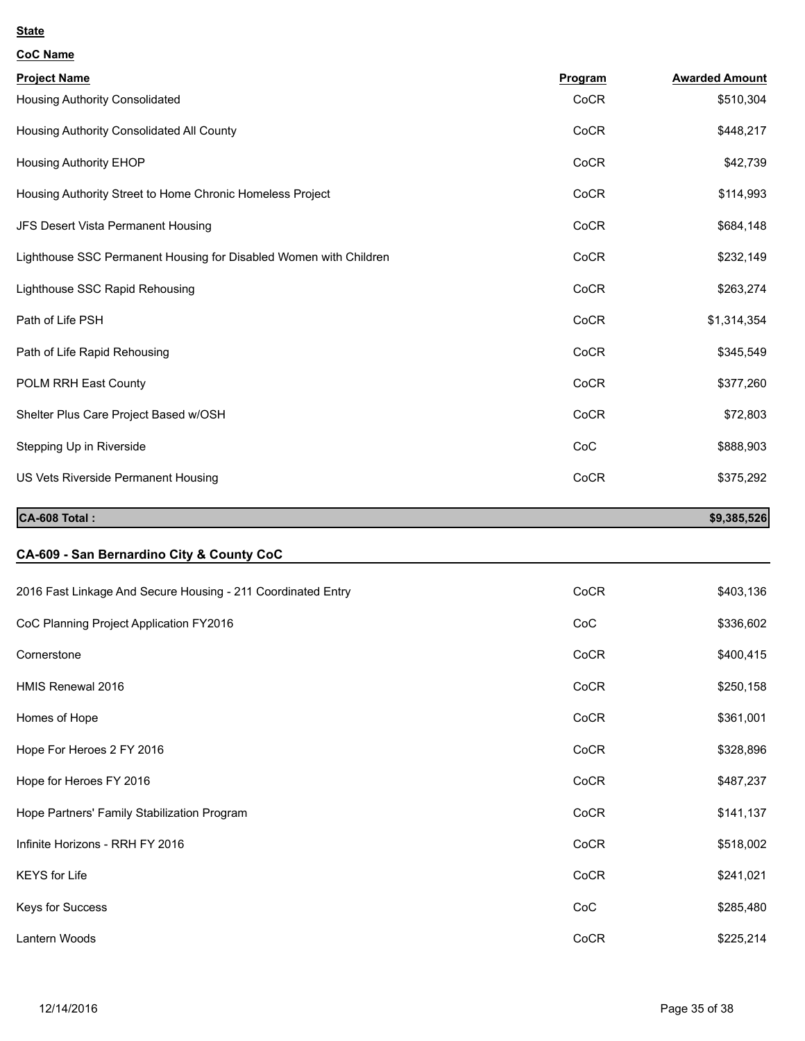**State**

**CoC Name**

| Project Name | Program | Awarded Amount |
|---|---|---|
| Housing Authority Consolidated | CoCR | $510,304 |
| Housing Authority Consolidated All County | CoCR | $448,217 |
| Housing Authority EHOP | CoCR | $42,739 |
| Housing Authority Street to Home Chronic Homeless Project | CoCR | $114,993 |
| JFS Desert Vista Permanent Housing | CoCR | $684,148 |
| Lighthouse SSC Permanent Housing for Disabled Women with Children | CoCR | $232,149 |
| Lighthouse SSC Rapid Rehousing | CoCR | $263,274 |
| Path of Life PSH | CoCR | $1,314,354 |
| Path of Life Rapid Rehousing | CoCR | $345,549 |
| POLM RRH East County | CoCR | $377,260 |
| Shelter Plus Care Project Based w/OSH | CoCR | $72,803 |
| Stepping Up in Riverside | CoC | $888,903 |
| US Vets Riverside Permanent Housing | CoCR | $375,292 |
| **CA-608 Total :** | | **$9,385,526** |

## CA-609 - San Bernardino City & County CoC

| Project Name | Program | Awarded Amount |
|---|---|---|
| 2016 Fast Linkage And Secure Housing - 211 Coordinated Entry | CoCR | $403,136 |
| CoC Planning Project Application FY2016 | CoC | $336,602 |
| Cornerstone | CoCR | $400,415 |
| HMIS Renewal 2016 | CoCR | $250,158 |
| Homes of Hope | CoCR | $361,001 |
| Hope For Heroes 2 FY 2016 | CoCR | $328,896 |
| Hope for Heroes FY 2016 | CoCR | $487,237 |
| Hope Partners' Family Stabilization Program | CoCR | $141,137 |
| Infinite Horizons - RRH FY 2016 | CoCR | $518,002 |
| KEYS for Life | CoCR | $241,021 |
| Keys for Success | CoC | $285,480 |
| Lantern Woods | CoCR | $225,214 |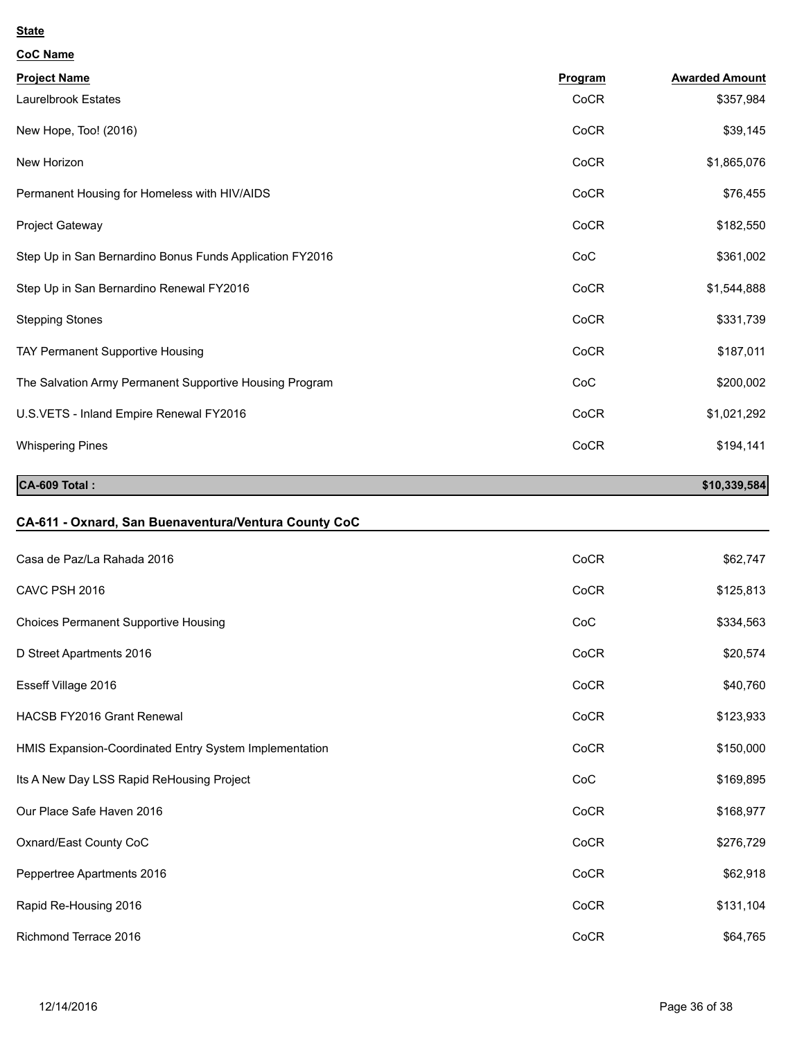**State**

**CoC Name**

| Project Name | Program | Awarded Amount |
|---|---|---|
| Laurelbrook Estates | CoCR | $357,984 |
| New Hope, Too! (2016) | CoCR | $39,145 |
| New Horizon | CoCR | $1,865,076 |
| Permanent Housing for Homeless with HIV/AIDS | CoCR | $76,455 |
| Project Gateway | CoCR | $182,550 |
| Step Up in San Bernardino Bonus Funds Application FY2016 | CoC | $361,002 |
| Step Up in San Bernardino Renewal FY2016 | CoCR | $1,544,888 |
| Stepping Stones | CoCR | $331,739 |
| TAY Permanent Supportive Housing | CoCR | $187,011 |
| The Salvation Army Permanent Supportive Housing Program | CoC | $200,002 |
| U.S.VETS - Inland Empire Renewal FY2016 | CoCR | $1,021,292 |
| Whispering Pines | CoCR | $194,141 |
| **CA-609 Total :** | | **$10,339,584** |

## CA-611 - Oxnard, San Buenaventura/Ventura County CoC

| Project Name | Program | Awarded Amount |
|---|---|---|
| Casa de Paz/La Rahada 2016 | CoCR | $62,747 |
| CAVC PSH 2016 | CoCR | $125,813 |
| Choices Permanent Supportive Housing | CoC | $334,563 |
| D Street Apartments 2016 | CoCR | $20,574 |
| Esseff Village 2016 | CoCR | $40,760 |
| HACSB FY2016 Grant Renewal | CoCR | $123,933 |
| HMIS Expansion-Coordinated Entry System Implementation | CoCR | $150,000 |
| Its A New Day LSS Rapid ReHousing Project | CoC | $169,895 |
| Our Place Safe Haven 2016 | CoCR | $168,977 |
| Oxnard/East County CoC | CoCR | $276,729 |
| Peppertree Apartments 2016 | CoCR | $62,918 |
| Rapid Re-Housing 2016 | CoCR | $131,104 |
| Richmond Terrace 2016 | CoCR | $64,765 |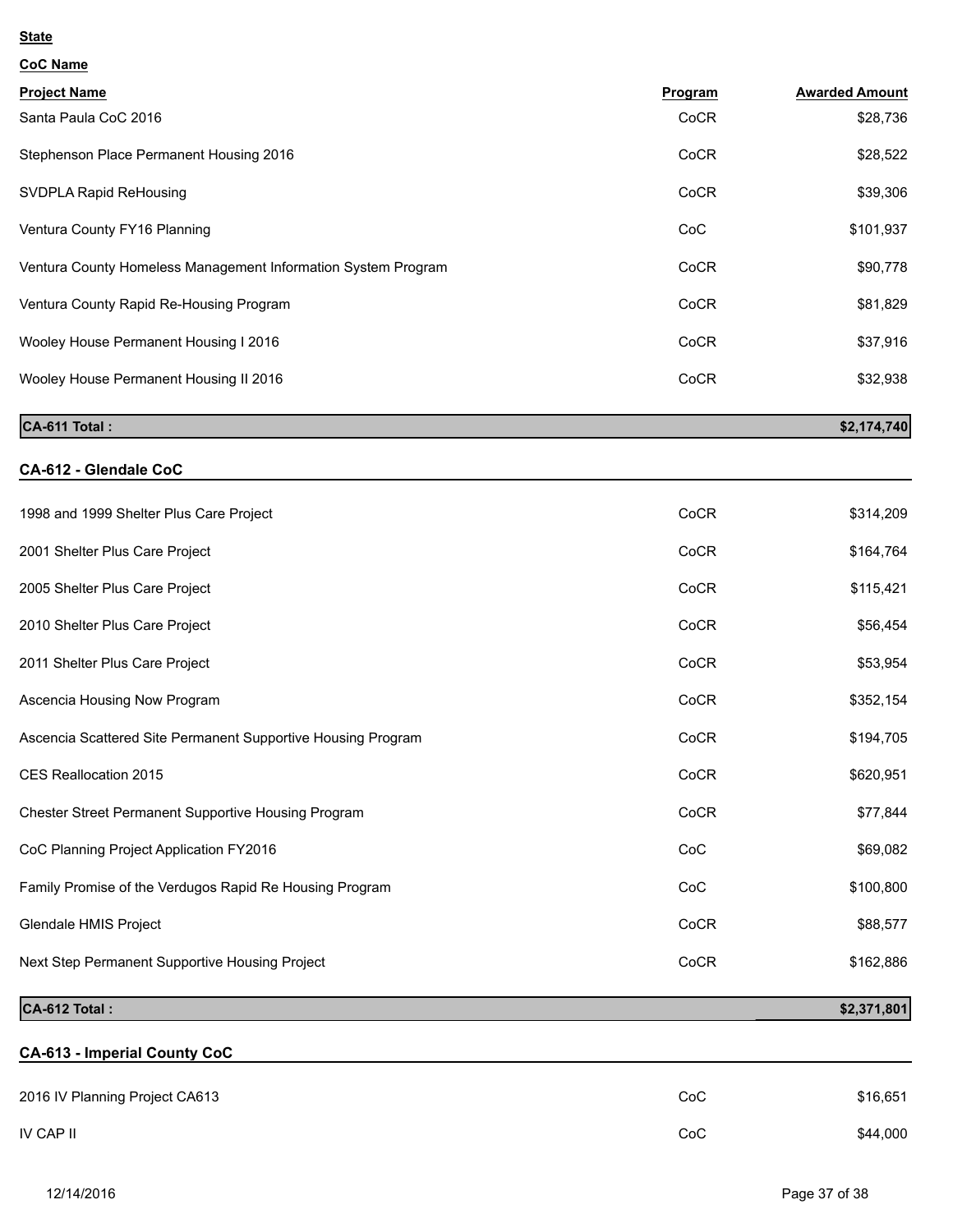**State**

**CoC Name**

| Project Name | Program | Awarded Amount |
|---|---|---|
| Santa Paula CoC 2016 | CoCR | $28,736 |
| Stephenson Place Permanent Housing 2016 | CoCR | $28,522 |
| SVDPLA Rapid ReHousing | CoCR | $39,306 |
| Ventura County FY16 Planning | CoC | $101,937 |
| Ventura County Homeless Management Information System Program | CoCR | $90,778 |
| Ventura County Rapid Re-Housing Program | CoCR | $81,829 |
| Wooley House Permanent Housing I 2016 | CoCR | $37,916 |
| Wooley House Permanent Housing II 2016 | CoCR | $32,938 |
| **CA-611 Total :** | | **$2,174,740** |

## CA-612 - Glendale CoC

| Project Name | Program | Awarded Amount |
|---|---|---|
| 1998 and 1999 Shelter Plus Care Project | CoCR | $314,209 |
| 2001 Shelter Plus Care Project | CoCR | $164,764 |
| 2005 Shelter Plus Care Project | CoCR | $115,421 |
| 2010 Shelter Plus Care Project | CoCR | $56,454 |
| 2011 Shelter Plus Care Project | CoCR | $53,954 |
| Ascencia Housing Now Program | CoCR | $352,154 |
| Ascencia Scattered Site Permanent Supportive Housing Program | CoCR | $194,705 |
| CES Reallocation 2015 | CoCR | $620,951 |
| Chester Street Permanent Supportive Housing Program | CoCR | $77,844 |
| CoC Planning Project Application FY2016 | CoC | $69,082 |
| Family Promise of the Verdugos Rapid Re Housing Program | CoC | $100,800 |
| Glendale HMIS Project | CoCR | $88,577 |
| Next Step Permanent Supportive Housing Project | CoCR | $162,886 |
| **CA-612 Total :** | | **$2,371,801** |

## CA-613 - Imperial County CoC

| Project Name | Program | Awarded Amount |
|---|---|---|
| 2016 IV Planning Project CA613 | CoC | $16,651 |
| IV CAP II | CoC | $44,000 |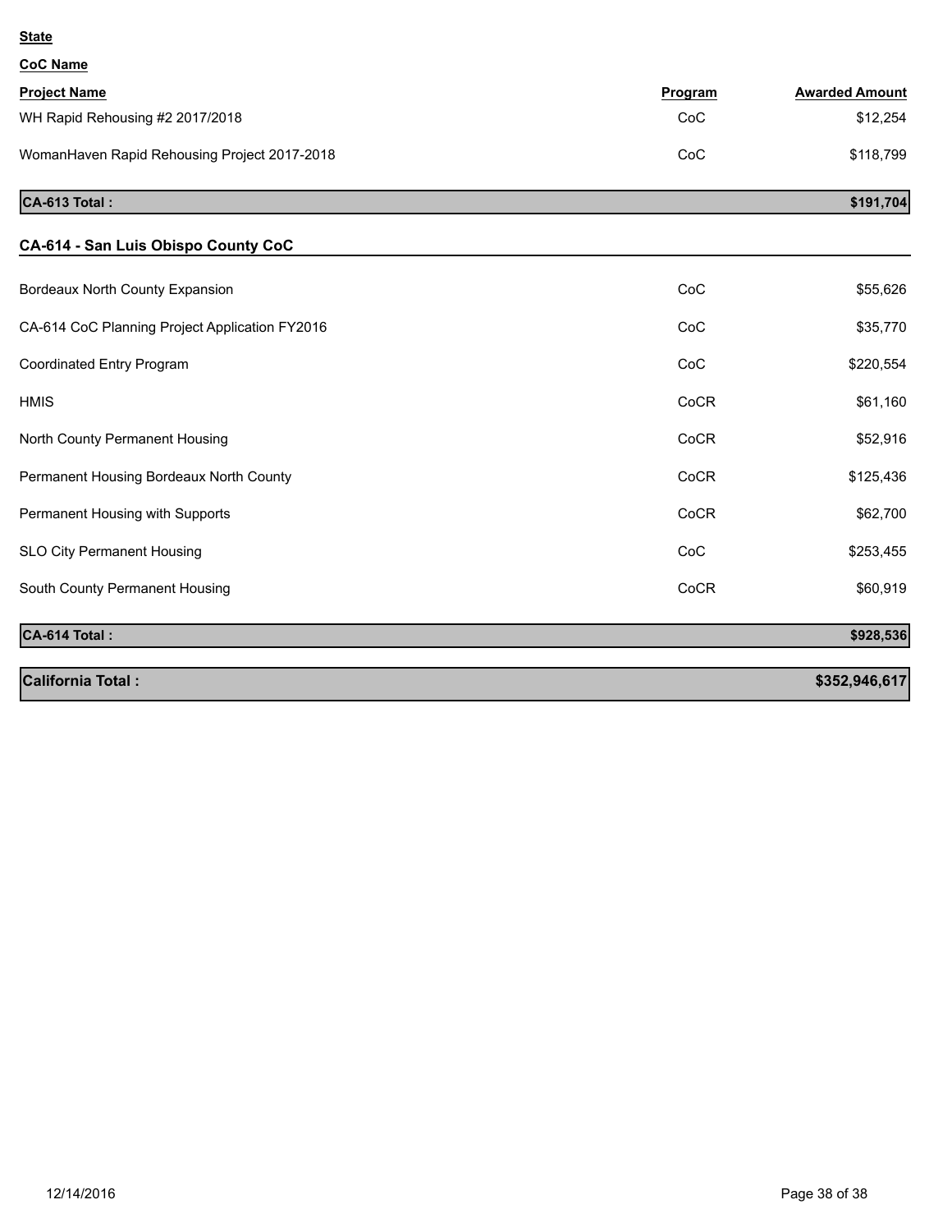**State**

**CoC Name**

| Project Name | Program | Awarded Amount |
| --- | --- | --- |
| WH Rapid Rehousing #2 2017/2018 | CoC | $12,254 |
| WomanHaven Rapid Rehousing Project 2017-2018 | CoC | $118,799 |
| **CA-613 Total :** | | **$191,704** |

## CA-614 - San Luis Obispo County CoC

| Project Name | Program | Awarded Amount |
| --- | --- | --- |
| Bordeaux North County Expansion | CoC | $55,626 |
| CA-614 CoC Planning Project Application FY2016 | CoC | $35,770 |
| Coordinated Entry Program | CoC | $220,554 |
| HMIS | CoCR | $61,160 |
| North County Permanent Housing | CoCR | $52,916 |
| Permanent Housing Bordeaux North County | CoCR | $125,436 |
| Permanent Housing with Supports | CoCR | $62,700 |
| SLO City Permanent Housing | CoC | $253,455 |
| South County Permanent Housing | CoCR | $60,919 |
| **CA-614 Total :** | | **$928,536** |
| **California Total :** | | **$352,946,617** |

12/14/2016